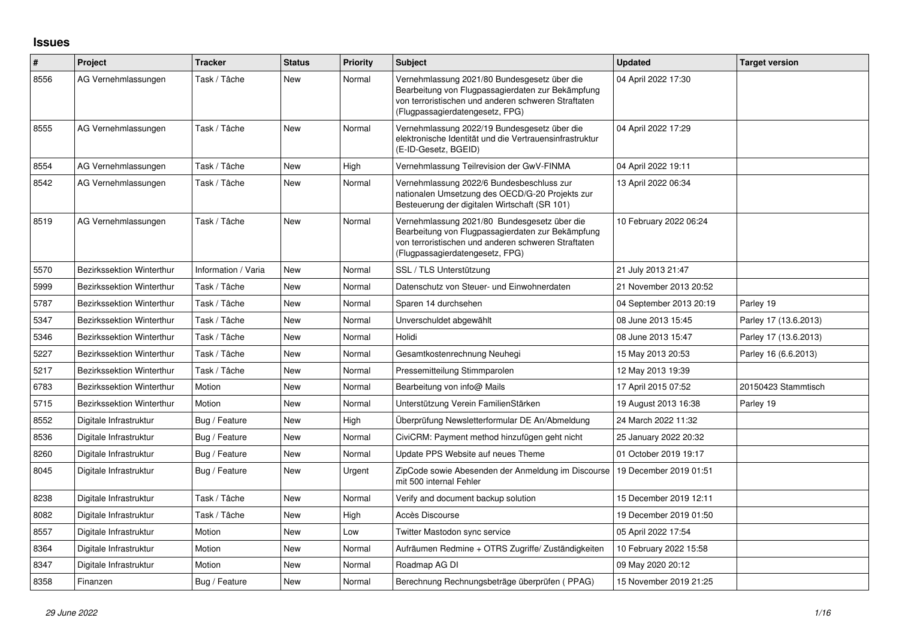## Issues

| # | Project | Tracker | Status | Priority | Subject | Updated | Target version |
|---|---|---|---|---|---|---|---|
| 8556 | AG Vernehmlassungen | Task / Tâche | New | Normal | Vernehmlassung 2021/80 Bundesgesetz über die Bearbeitung von Flugpassagierdaten zur Bekämpfung von terroristischen und anderen schweren Straftaten (Flugpassagierdatengesetz, FPG) | 04 April 2022 17:30 | |
| 8555 | AG Vernehmlassungen | Task / Tâche | New | Normal | Vernehmlassung 2022/19 Bundesgesetz über die elektronische Identität und die Vertrauensinfrastruktur (E-ID-Gesetz, BGEID) | 04 April 2022 17:29 | |
| 8554 | AG Vernehmlassungen | Task / Tâche | New | High | Vernehmlassung Teilrevision der GwV-FINMA | 04 April 2022 19:11 | |
| 8542 | AG Vernehmlassungen | Task / Tâche | New | Normal | Vernehmlassung 2022/6 Bundesbeschluss zur nationalen Umsetzung des OECD/G-20 Projekts zur Besteuerung der digitalen Wirtschaft (SR 101) | 13 April 2022 06:34 | |
| 8519 | AG Vernehmlassungen | Task / Tâche | New | Normal | Vernehmlassung 2021/80 Bundesgesetz über die Bearbeitung von Flugpassagierdaten zur Bekämpfung von terroristischen und anderen schweren Straftaten (Flugpassagierdatengesetz, FPG) | 10 February 2022 06:24 | |
| 5570 | Bezirkssektion Winterthur | Information / Varia | New | Normal | SSL / TLS Unterstützung | 21 July 2013 21:47 | |
| 5999 | Bezirkssektion Winterthur | Task / Tâche | New | Normal | Datenschutz von Steuer- und Einwohnerdaten | 21 November 2013 20:52 | |
| 5787 | Bezirkssektion Winterthur | Task / Tâche | New | Normal | Sparen 14 durchsehen | 04 September 2013 20:19 | Parley 19 |
| 5347 | Bezirkssektion Winterthur | Task / Tâche | New | Normal | Unverschuldet abgewählt | 08 June 2013 15:45 | Parley 17 (13.6.2013) |
| 5346 | Bezirkssektion Winterthur | Task / Tâche | New | Normal | Holidi | 08 June 2013 15:47 | Parley 17 (13.6.2013) |
| 5227 | Bezirkssektion Winterthur | Task / Tâche | New | Normal | Gesamtkostenrechnung Neuhegi | 15 May 2013 20:53 | Parley 16 (6.6.2013) |
| 5217 | Bezirkssektion Winterthur | Task / Tâche | New | Normal | Pressemitteilung Stimmparolen | 12 May 2013 19:39 | |
| 6783 | Bezirkssektion Winterthur | Motion | New | Normal | Bearbeitung von info@ Mails | 17 April 2015 07:52 | 20150423 Stammtisch |
| 5715 | Bezirkssektion Winterthur | Motion | New | Normal | Unterstützung Verein FamilienStärken | 19 August 2013 16:38 | Parley 19 |
| 8552 | Digitale Infrastruktur | Bug / Feature | New | High | Überprüfung Newsletterformular DE An/Abmeldung | 24 March 2022 11:32 | |
| 8536 | Digitale Infrastruktur | Bug / Feature | New | Normal | CiviCRM: Payment method hinzufügen geht nicht | 25 January 2022 20:32 | |
| 8260 | Digitale Infrastruktur | Bug / Feature | New | Normal | Update PPS Website auf neues Theme | 01 October 2019 19:17 | |
| 8045 | Digitale Infrastruktur | Bug / Feature | New | Urgent | ZipCode sowie Absenden der Anmeldung im Discourse mit 500 internal Fehler | 19 December 2019 01:51 | |
| 8238 | Digitale Infrastruktur | Task / Tâche | New | Normal | Verify and document backup solution | 15 December 2019 12:11 | |
| 8082 | Digitale Infrastruktur | Task / Tâche | New | High | Accès Discourse | 19 December 2019 01:50 | |
| 8557 | Digitale Infrastruktur | Motion | New | Low | Twitter Mastodon sync service | 05 April 2022 17:54 | |
| 8364 | Digitale Infrastruktur | Motion | New | Normal | Aufräumen Redmine + OTRS Zugriffe/ Zuständigkeiten | 10 February 2022 15:58 | |
| 8347 | Digitale Infrastruktur | Motion | New | Normal | Roadmap AG DI | 09 May 2020 20:12 | |
| 8358 | Finanzen | Bug / Feature | New | Normal | Berechnung Rechnungsbeträge überprüfen ( PPAG) | 15 November 2019 21:25 | |

*29 June 2022*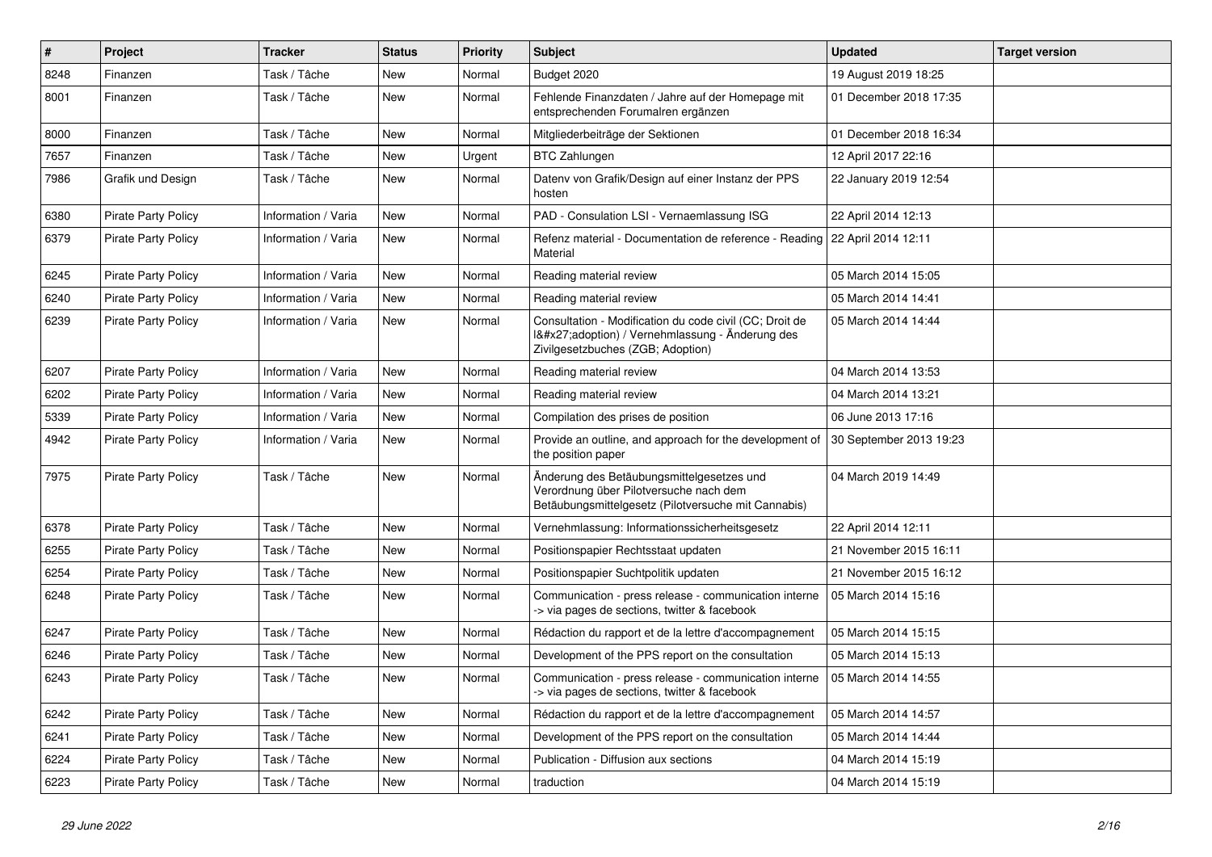| # | Project | Tracker | Status | Priority | Subject | Updated | Target version |
|---|---|---|---|---|---|---|---|
| 8248 | Finanzen | Task / Tâche | New | Normal | Budget 2020 | 19 August 2019 18:25 | |
| 8001 | Finanzen | Task / Tâche | New | Normal | Fehlende Finanzdaten / Jahre auf der Homepage mit entsprechenden Forumalren ergänzen | 01 December 2018 17:35 | |
| 8000 | Finanzen | Task / Tâche | New | Normal | Mitgliederbeiträge der Sektionen | 01 December 2018 16:34 | |
| 7657 | Finanzen | Task / Tâche | New | Urgent | BTC Zahlungen | 12 April 2017 22:16 | |
| 7986 | Grafik und Design | Task / Tâche | New | Normal | Datenv von Grafik/Design auf einer Instanz der PPS hosten | 22 January 2019 12:54 | |
| 6380 | Pirate Party Policy | Information / Varia | New | Normal | PAD - Consulation LSI - Vernaemlassung ISG | 22 April 2014 12:13 | |
| 6379 | Pirate Party Policy | Information / Varia | New | Normal | Refenz material - Documentation de reference - Reading Material | 22 April 2014 12:11 | |
| 6245 | Pirate Party Policy | Information / Varia | New | Normal | Reading material review | 05 March 2014 15:05 | |
| 6240 | Pirate Party Policy | Information / Varia | New | Normal | Reading material review | 05 March 2014 14:41 | |
| 6239 | Pirate Party Policy | Information / Varia | New | Normal | Consultation - Modification du code civil (CC; Droit de l&#x27;adoption) / Vernehmlassung - Änderung des Zivilgesetzbuches (ZGB; Adoption) | 05 March 2014 14:44 | |
| 6207 | Pirate Party Policy | Information / Varia | New | Normal | Reading material review | 04 March 2014 13:53 | |
| 6202 | Pirate Party Policy | Information / Varia | New | Normal | Reading material review | 04 March 2014 13:21 | |
| 5339 | Pirate Party Policy | Information / Varia | New | Normal | Compilation des prises de position | 06 June 2013 17:16 | |
| 4942 | Pirate Party Policy | Information / Varia | New | Normal | Provide an outline, and approach for the development of the position paper | 30 September 2013 19:23 | |
| 7975 | Pirate Party Policy | Task / Tâche | New | Normal | Änderung des Betäubungsmittelgesetzes und Verordnung über Pilotversuche nach dem Betäubungsmittelgesetz (Pilotversuche mit Cannabis) | 04 March 2019 14:49 | |
| 6378 | Pirate Party Policy | Task / Tâche | New | Normal | Vernehmlassung: Informationssicherheitsgesetz | 22 April 2014 12:11 | |
| 6255 | Pirate Party Policy | Task / Tâche | New | Normal | Positionspapier Rechtsstaat updaten | 21 November 2015 16:11 | |
| 6254 | Pirate Party Policy | Task / Tâche | New | Normal | Positionspapier Suchtpolitik updaten | 21 November 2015 16:12 | |
| 6248 | Pirate Party Policy | Task / Tâche | New | Normal | Communication - press release - communication interne -> via pages de sections, twitter & facebook | 05 March 2014 15:16 | |
| 6247 | Pirate Party Policy | Task / Tâche | New | Normal | Rédaction du rapport et de la lettre d'accompagnement | 05 March 2014 15:15 | |
| 6246 | Pirate Party Policy | Task / Tâche | New | Normal | Development of the PPS report on the consultation | 05 March 2014 15:13 | |
| 6243 | Pirate Party Policy | Task / Tâche | New | Normal | Communication - press release - communication interne -> via pages de sections, twitter & facebook | 05 March 2014 14:55 | |
| 6242 | Pirate Party Policy | Task / Tâche | New | Normal | Rédaction du rapport et de la lettre d'accompagnement | 05 March 2014 14:57 | |
| 6241 | Pirate Party Policy | Task / Tâche | New | Normal | Development of the PPS report on the consultation | 05 March 2014 14:44 | |
| 6224 | Pirate Party Policy | Task / Tâche | New | Normal | Publication - Diffusion aux sections | 04 March 2014 15:19 | |
| 6223 | Pirate Party Policy | Task / Tâche | New | Normal | traduction | 04 March 2014 15:19 | |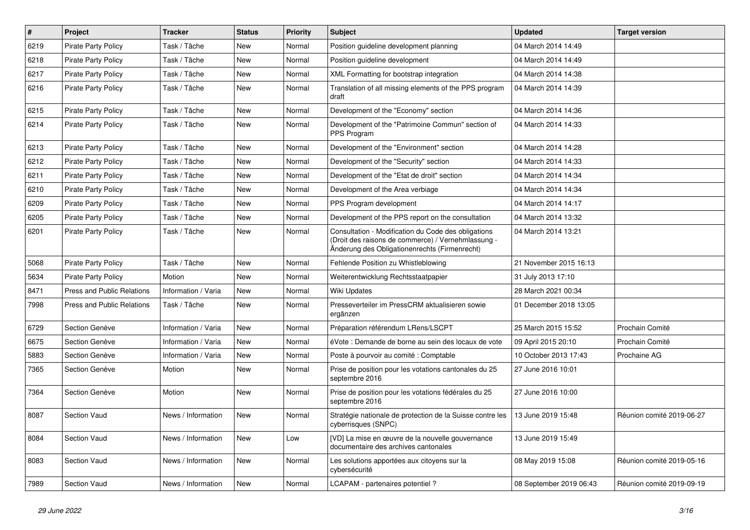| # | Project | Tracker | Status | Priority | Subject | Updated | Target version |
|---|---|---|---|---|---|---|---|
| 6219 | Pirate Party Policy | Task / Tâche | New | Normal | Position guideline development planning | 04 March 2014 14:49 | |
| 6218 | Pirate Party Policy | Task / Tâche | New | Normal | Position guideline development | 04 March 2014 14:49 | |
| 6217 | Pirate Party Policy | Task / Tâche | New | Normal | XML Formatting for bootstrap integration | 04 March 2014 14:38 | |
| 6216 | Pirate Party Policy | Task / Tâche | New | Normal | Translation of all missing elements of the PPS program draft | 04 March 2014 14:39 | |
| 6215 | Pirate Party Policy | Task / Tâche | New | Normal | Development of the "Economy" section | 04 March 2014 14:36 | |
| 6214 | Pirate Party Policy | Task / Tâche | New | Normal | Development of the "Patrimoine Commun" section of PPS Program | 04 March 2014 14:33 | |
| 6213 | Pirate Party Policy | Task / Tâche | New | Normal | Development of the "Environment" section | 04 March 2014 14:28 | |
| 6212 | Pirate Party Policy | Task / Tâche | New | Normal | Development of the "Security" section | 04 March 2014 14:33 | |
| 6211 | Pirate Party Policy | Task / Tâche | New | Normal | Development of the "Etat de droit" section | 04 March 2014 14:34 | |
| 6210 | Pirate Party Policy | Task / Tâche | New | Normal | Development of the Area verbiage | 04 March 2014 14:34 | |
| 6209 | Pirate Party Policy | Task / Tâche | New | Normal | PPS Program development | 04 March 2014 14:17 | |
| 6205 | Pirate Party Policy | Task / Tâche | New | Normal | Development of the PPS report on the consultation | 04 March 2014 13:32 | |
| 6201 | Pirate Party Policy | Task / Tâche | New | Normal | Consultation - Modification du Code des obligations (Droit des raisons de commerce) / Vernehmlassung - Änderung des Obligationenrechts (Firmenrecht) | 04 March 2014 13:21 | |
| 5068 | Pirate Party Policy | Task / Tâche | New | Normal | Fehlende Position zu Whistleblowing | 21 November 2015 16:13 | |
| 5634 | Pirate Party Policy | Motion | New | Normal | Weiterentwicklung Rechtsstaatpapier | 31 July 2013 17:10 | |
| 8471 | Press and Public Relations | Information / Varia | New | Normal | Wiki Updates | 28 March 2021 00:34 | |
| 7998 | Press and Public Relations | Task / Tâche | New | Normal | Presseverteiler im PressCRM aktualisieren sowie ergänzen | 01 December 2018 13:05 | |
| 6729 | Section Genève | Information / Varia | New | Normal | Préparation référendum LRens/LSCPT | 25 March 2015 15:52 | Prochain Comité |
| 6675 | Section Genève | Information / Varia | New | Normal | éVote : Demande de borne au sein des locaux de vote | 09 April 2015 20:10 | Prochain Comité |
| 5883 | Section Genève | Information / Varia | New | Normal | Poste à pourvoir au comité : Comptable | 10 October 2013 17:43 | Prochaine AG |
| 7365 | Section Genève | Motion | New | Normal | Prise de position pour les votations cantonales du 25 septembre 2016 | 27 June 2016 10:01 | |
| 7364 | Section Genève | Motion | New | Normal | Prise de position pour les votations fédérales du 25 septembre 2016 | 27 June 2016 10:00 | |
| 8087 | Section Vaud | News / Information | New | Normal | Stratégie nationale de protection de la Suisse contre les cyberrisques (SNPC) | 13 June 2019 15:48 | Réunion comité 2019-06-27 |
| 8084 | Section Vaud | News / Information | New | Low | [VD] La mise en œuvre de la nouvelle gouvernance documentaire des archives cantonales | 13 June 2019 15:49 | |
| 8083 | Section Vaud | News / Information | New | Normal | Les solutions apportées aux citoyens sur la cybersécurité | 08 May 2019 15:08 | Réunion comité 2019-05-16 |
| 7989 | Section Vaud | News / Information | New | Normal | LCAPAM - partenaires potentiel ? | 08 September 2019 06:43 | Réunion comité 2019-09-19 |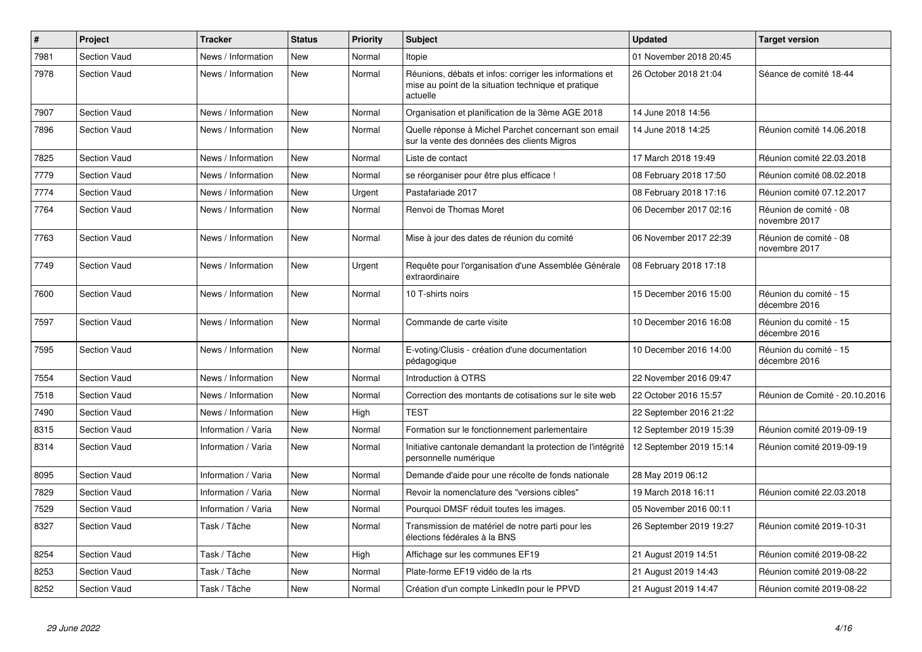| # | Project | Tracker | Status | Priority | Subject | Updated | Target version |
|---|---|---|---|---|---|---|---|
| 7981 | Section Vaud | News / Information | New | Normal | Itopie | 01 November 2018 20:45 | |
| 7978 | Section Vaud | News / Information | New | Normal | Réunions, débats et infos: corriger les informations et mise au point de la situation technique et pratique actuelle | 26 October 2018 21:04 | Séance de comité 18-44 |
| 7907 | Section Vaud | News / Information | New | Normal | Organisation et planification de la 3ème AGE 2018 | 14 June 2018 14:56 | |
| 7896 | Section Vaud | News / Information | New | Normal | Quelle réponse à Michel Parchet concernant son email sur la vente des données des clients Migros | 14 June 2018 14:25 | Réunion comité 14.06.2018 |
| 7825 | Section Vaud | News / Information | New | Normal | Liste de contact | 17 March 2018 19:49 | Réunion comité 22.03.2018 |
| 7779 | Section Vaud | News / Information | New | Normal | se réorganiser pour être plus efficace ! | 08 February 2018 17:50 | Réunion comité 08.02.2018 |
| 7774 | Section Vaud | News / Information | New | Urgent | Pastafariade 2017 | 08 February 2018 17:16 | Réunion comité 07.12.2017 |
| 7764 | Section Vaud | News / Information | New | Normal | Renvoi de Thomas Moret | 06 December 2017 02:16 | Réunion de comité - 08 novembre 2017 |
| 7763 | Section Vaud | News / Information | New | Normal | Mise à jour des dates de réunion du comité | 06 November 2017 22:39 | Réunion de comité - 08 novembre 2017 |
| 7749 | Section Vaud | News / Information | New | Urgent | Requête pour l'organisation d'une Assemblée Générale extraordinaire | 08 February 2018 17:18 | |
| 7600 | Section Vaud | News / Information | New | Normal | 10 T-shirts noirs | 15 December 2016 15:00 | Réunion du comité - 15 décembre 2016 |
| 7597 | Section Vaud | News / Information | New | Normal | Commande de carte visite | 10 December 2016 16:08 | Réunion du comité - 15 décembre 2016 |
| 7595 | Section Vaud | News / Information | New | Normal | E-voting/Clusis - création d'une documentation pédagogique | 10 December 2016 14:00 | Réunion du comité - 15 décembre 2016 |
| 7554 | Section Vaud | News / Information | New | Normal | Introduction à OTRS | 22 November 2016 09:47 | |
| 7518 | Section Vaud | News / Information | New | Normal | Correction des montants de cotisations sur le site web | 22 October 2016 15:57 | Réunion de Comité - 20.10.2016 |
| 7490 | Section Vaud | News / Information | New | High | TEST | 22 September 2016 21:22 | |
| 8315 | Section Vaud | Information / Varia | New | Normal | Formation sur le fonctionnement parlementaire | 12 September 2019 15:39 | Réunion comité 2019-09-19 |
| 8314 | Section Vaud | Information / Varia | New | Normal | Initiative cantonale demandant la protection de l'intégrité personnelle numérique | 12 September 2019 15:14 | Réunion comité 2019-09-19 |
| 8095 | Section Vaud | Information / Varia | New | Normal | Demande d'aide pour une récolte de fonds nationale | 28 May 2019 06:12 | |
| 7829 | Section Vaud | Information / Varia | New | Normal | Revoir la nomenclature des "versions cibles" | 19 March 2018 16:11 | Réunion comité 22.03.2018 |
| 7529 | Section Vaud | Information / Varia | New | Normal | Pourquoi DMSF réduit toutes les images. | 05 November 2016 00:11 | |
| 8327 | Section Vaud | Task / Tâche | New | Normal | Transmission de matériel de notre parti pour les élections fédérales à la BNS | 26 September 2019 19:27 | Réunion comité 2019-10-31 |
| 8254 | Section Vaud | Task / Tâche | New | High | Affichage sur les communes EF19 | 21 August 2019 14:51 | Réunion comité 2019-08-22 |
| 8253 | Section Vaud | Task / Tâche | New | Normal | Plate-forme EF19 vidéo de la rts | 21 August 2019 14:43 | Réunion comité 2019-08-22 |
| 8252 | Section Vaud | Task / Tâche | New | Normal | Création d'un compte LinkedIn pour le PPVD | 21 August 2019 14:47 | Réunion comité 2019-08-22 |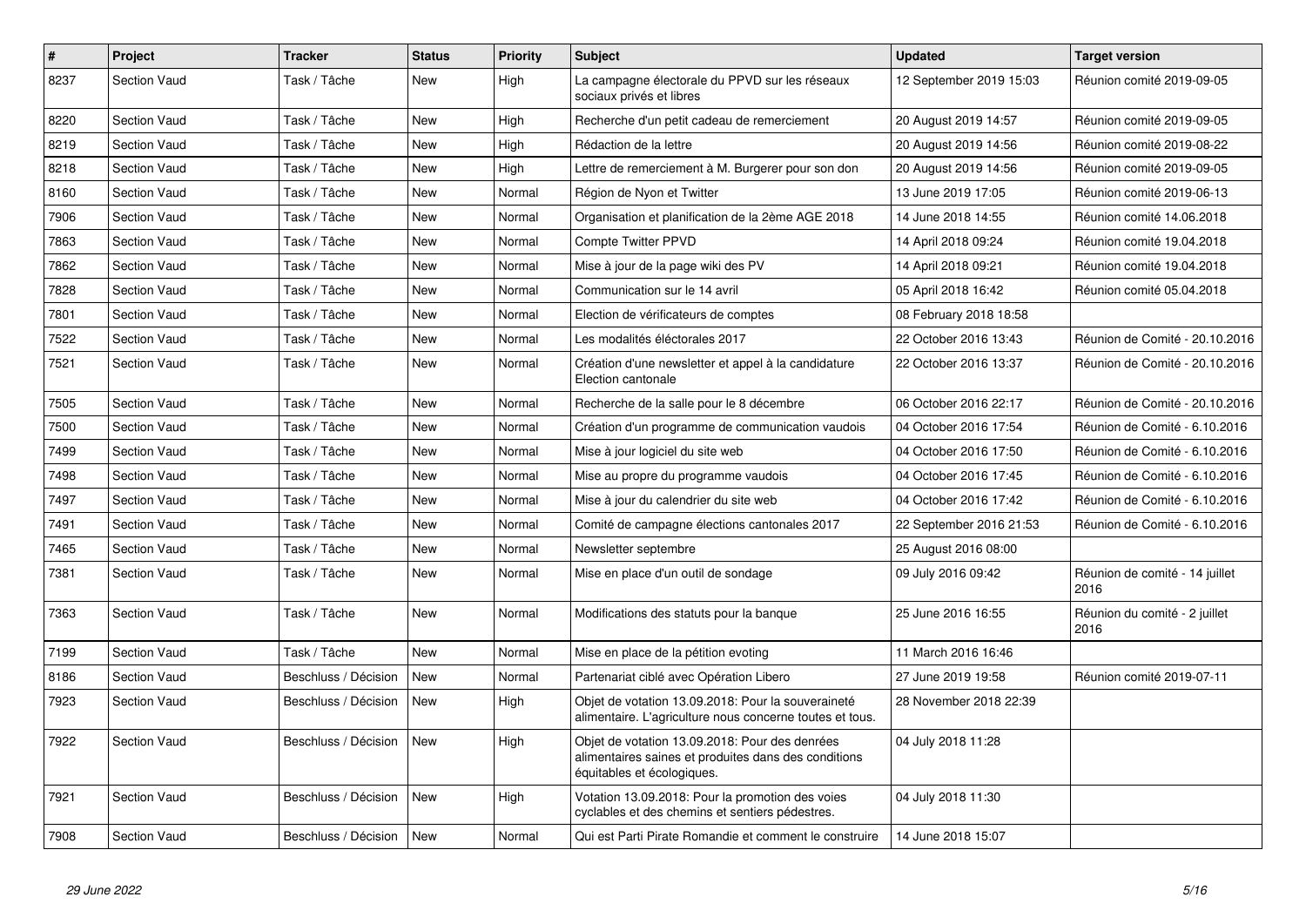| # | Project | Tracker | Status | Priority | Subject | Updated | Target version |
|---|---|---|---|---|---|---|---|
| 8237 | Section Vaud | Task / Tâche | New | High | La campagne électorale du PPVD sur les réseaux sociaux privés et libres | 12 September 2019 15:03 | Réunion comité 2019-09-05 |
| 8220 | Section Vaud | Task / Tâche | New | High | Recherche d'un petit cadeau de remerciement | 20 August 2019 14:57 | Réunion comité 2019-09-05 |
| 8219 | Section Vaud | Task / Tâche | New | High | Rédaction de la lettre | 20 August 2019 14:56 | Réunion comité 2019-08-22 |
| 8218 | Section Vaud | Task / Tâche | New | High | Lettre de remerciement à M. Burgerer pour son don | 20 August 2019 14:56 | Réunion comité 2019-09-05 |
| 8160 | Section Vaud | Task / Tâche | New | Normal | Région de Nyon et Twitter | 13 June 2019 17:05 | Réunion comité 2019-06-13 |
| 7906 | Section Vaud | Task / Tâche | New | Normal | Organisation et planification de la 2ème AGE 2018 | 14 June 2018 14:55 | Réunion comité 14.06.2018 |
| 7863 | Section Vaud | Task / Tâche | New | Normal | Compte Twitter PPVD | 14 April 2018 09:24 | Réunion comité 19.04.2018 |
| 7862 | Section Vaud | Task / Tâche | New | Normal | Mise à jour de la page wiki des PV | 14 April 2018 09:21 | Réunion comité 19.04.2018 |
| 7828 | Section Vaud | Task / Tâche | New | Normal | Communication sur le 14 avril | 05 April 2018 16:42 | Réunion comité 05.04.2018 |
| 7801 | Section Vaud | Task / Tâche | New | Normal | Election de vérificateurs de comptes | 08 February 2018 18:58 | |
| 7522 | Section Vaud | Task / Tâche | New | Normal | Les modalités éléctorales 2017 | 22 October 2016 13:43 | Réunion de Comité - 20.10.2016 |
| 7521 | Section Vaud | Task / Tâche | New | Normal | Création d'une newsletter et appel à la candidature Election cantonale | 22 October 2016 13:37 | Réunion de Comité - 20.10.2016 |
| 7505 | Section Vaud | Task / Tâche | New | Normal | Recherche de la salle pour le 8 décembre | 06 October 2016 22:17 | Réunion de Comité - 20.10.2016 |
| 7500 | Section Vaud | Task / Tâche | New | Normal | Création d'un programme de communication vaudois | 04 October 2016 17:54 | Réunion de Comité - 6.10.2016 |
| 7499 | Section Vaud | Task / Tâche | New | Normal | Mise à jour logiciel du site web | 04 October 2016 17:50 | Réunion de Comité - 6.10.2016 |
| 7498 | Section Vaud | Task / Tâche | New | Normal | Mise au propre du programme vaudois | 04 October 2016 17:45 | Réunion de Comité - 6.10.2016 |
| 7497 | Section Vaud | Task / Tâche | New | Normal | Mise à jour du calendrier du site web | 04 October 2016 17:42 | Réunion de Comité - 6.10.2016 |
| 7491 | Section Vaud | Task / Tâche | New | Normal | Comité de campagne élections cantonales 2017 | 22 September 2016 21:53 | Réunion de Comité - 6.10.2016 |
| 7465 | Section Vaud | Task / Tâche | New | Normal | Newsletter septembre | 25 August 2016 08:00 | |
| 7381 | Section Vaud | Task / Tâche | New | Normal | Mise en place d'un outil de sondage | 09 July 2016 09:42 | Réunion de comité - 14 juillet 2016 |
| 7363 | Section Vaud | Task / Tâche | New | Normal | Modifications des statuts pour la banque | 25 June 2016 16:55 | Réunion du comité - 2 juillet 2016 |
| 7199 | Section Vaud | Task / Tâche | New | Normal | Mise en place de la pétition evoting | 11 March 2016 16:46 | |
| 8186 | Section Vaud | Beschluss / Décision | New | Normal | Partenariat ciblé avec Opération Libero | 27 June 2019 19:58 | Réunion comité 2019-07-11 |
| 7923 | Section Vaud | Beschluss / Décision | New | High | Objet de votation 13.09.2018: Pour la souveraineté alimentaire. L'agriculture nous concerne toutes et tous. | 28 November 2018 22:39 | |
| 7922 | Section Vaud | Beschluss / Décision | New | High | Objet de votation 13.09.2018: Pour des denrées alimentaires saines et produites dans des conditions équitables et écologiques. | 04 July 2018 11:28 | |
| 7921 | Section Vaud | Beschluss / Décision | New | High | Votation 13.09.2018: Pour la promotion des voies cyclables et des chemins et sentiers pédestres. | 04 July 2018 11:30 | |
| 7908 | Section Vaud | Beschluss / Décision | New | Normal | Qui est Parti Pirate Romandie et comment le construire | 14 June 2018 15:07 | |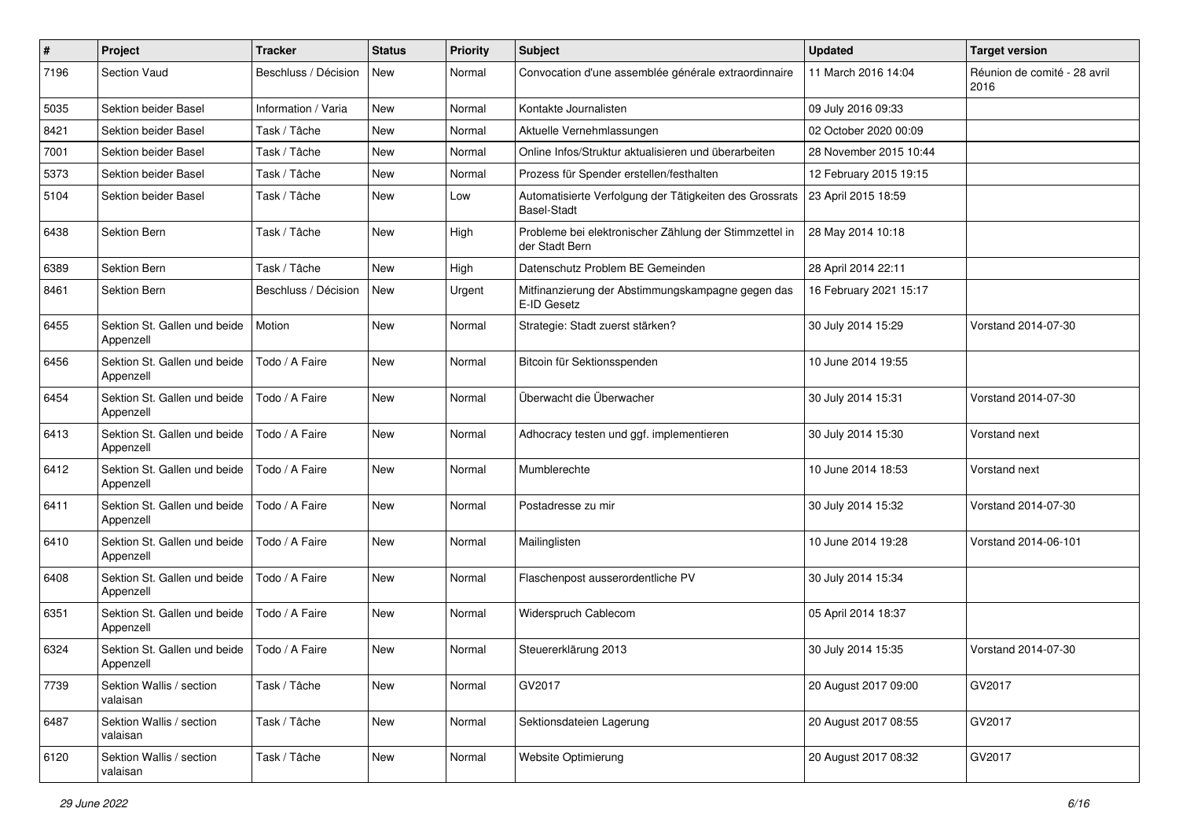| # | Project | Tracker | Status | Priority | Subject | Updated | Target version |
|---|---|---|---|---|---|---|---|
| 7196 | Section Vaud | Beschluss / Décision | New | Normal | Convocation d'une assemblée générale extraordinnaire | 11 March 2016 14:04 | Réunion de comité - 28 avril 2016 |
| 5035 | Sektion beider Basel | Information / Varia | New | Normal | Kontakte Journalisten | 09 July 2016 09:33 | |
| 8421 | Sektion beider Basel | Task / Tâche | New | Normal | Aktuelle Vernehmlassungen | 02 October 2020 00:09 | |
| 7001 | Sektion beider Basel | Task / Tâche | New | Normal | Online Infos/Struktur aktualisieren und überarbeiten | 28 November 2015 10:44 | |
| 5373 | Sektion beider Basel | Task / Tâche | New | Normal | Prozess für Spender erstellen/festhalten | 12 February 2015 19:15 | |
| 5104 | Sektion beider Basel | Task / Tâche | New | Low | Automatisierte Verfolgung der Tätigkeiten des Grossrats Basel-Stadt | 23 April 2015 18:59 | |
| 6438 | Sektion Bern | Task / Tâche | New | High | Probleme bei elektronischer Zählung der Stimmzettel in der Stadt Bern | 28 May 2014 10:18 | |
| 6389 | Sektion Bern | Task / Tâche | New | High | Datenschutz Problem BE Gemeinden | 28 April 2014 22:11 | |
| 8461 | Sektion Bern | Beschluss / Décision | New | Urgent | Mitfinanzierung der Abstimmungskampagne gegen das E-ID Gesetz | 16 February 2021 15:17 | |
| 6455 | Sektion St. Gallen und beide Appenzell | Motion | New | Normal | Strategie: Stadt zuerst stärken? | 30 July 2014 15:29 | Vorstand 2014-07-30 |
| 6456 | Sektion St. Gallen und beide Appenzell | Todo / A Faire | New | Normal | Bitcoin für Sektionsspenden | 10 June 2014 19:55 | |
| 6454 | Sektion St. Gallen und beide Appenzell | Todo / A Faire | New | Normal | Überwacht die Überwacher | 30 July 2014 15:31 | Vorstand 2014-07-30 |
| 6413 | Sektion St. Gallen und beide Appenzell | Todo / A Faire | New | Normal | Adhocracy testen und ggf. implementieren | 30 July 2014 15:30 | Vorstand next |
| 6412 | Sektion St. Gallen und beide Appenzell | Todo / A Faire | New | Normal | Mumblerechte | 10 June 2014 18:53 | Vorstand next |
| 6411 | Sektion St. Gallen und beide Appenzell | Todo / A Faire | New | Normal | Postadresse zu mir | 30 July 2014 15:32 | Vorstand 2014-07-30 |
| 6410 | Sektion St. Gallen und beide Appenzell | Todo / A Faire | New | Normal | Mailinglisten | 10 June 2014 19:28 | Vorstand 2014-06-101 |
| 6408 | Sektion St. Gallen und beide Appenzell | Todo / A Faire | New | Normal | Flaschenpost ausserordentliche PV | 30 July 2014 15:34 | |
| 6351 | Sektion St. Gallen und beide Appenzell | Todo / A Faire | New | Normal | Widerspruch Cablecom | 05 April 2014 18:37 | |
| 6324 | Sektion St. Gallen und beide Appenzell | Todo / A Faire | New | Normal | Steuererklärung 2013 | 30 July 2014 15:35 | Vorstand 2014-07-30 |
| 7739 | Sektion Wallis / section valaisan | Task / Tâche | New | Normal | GV2017 | 20 August 2017 09:00 | GV2017 |
| 6487 | Sektion Wallis / section valaisan | Task / Tâche | New | Normal | Sektionsdateien Lagerung | 20 August 2017 08:55 | GV2017 |
| 6120 | Sektion Wallis / section valaisan | Task / Tâche | New | Normal | Website Optimierung | 20 August 2017 08:32 | GV2017 |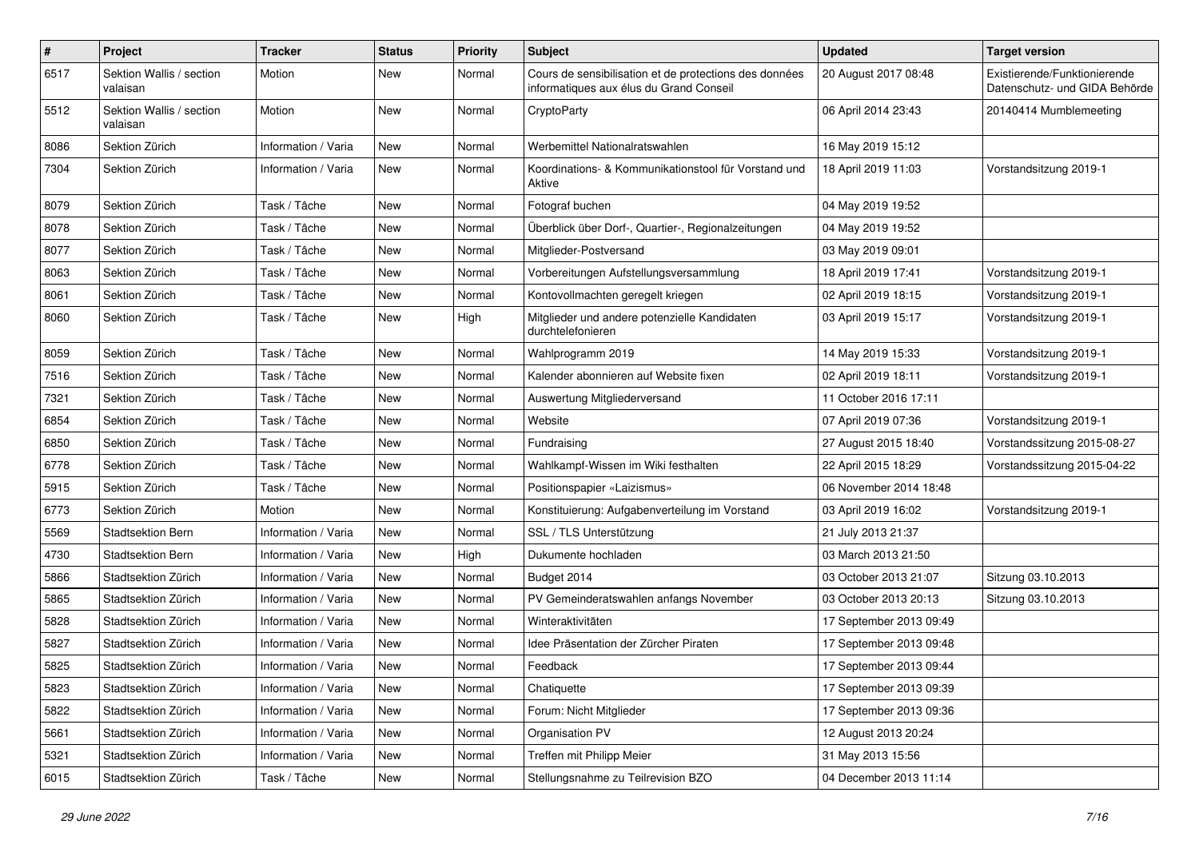| # | Project | Tracker | Status | Priority | Subject | Updated | Target version |
|---|---|---|---|---|---|---|---|
| 6517 | Sektion Wallis / section valaisan | Motion | New | Normal | Cours de sensibilisation et de protections des données informatiques aux élus du Grand Conseil | 20 August 2017 08:48 | Existierende/Funktionierende Datenschutz- und GIDA Behörde |
| 5512 | Sektion Wallis / section valaisan | Motion | New | Normal | CryptoParty | 06 April 2014 23:43 | 20140414 Mumblemeeting |
| 8086 | Sektion Zürich | Information / Varia | New | Normal | Werbemittel Nationalratswahlen | 16 May 2019 15:12 | |
| 7304 | Sektion Zürich | Information / Varia | New | Normal | Koordinations- & Kommunikationstool für Vorstand und Aktive | 18 April 2019 11:03 | Vorstandsitzung 2019-1 |
| 8079 | Sektion Zürich | Task / Tâche | New | Normal | Fotograf buchen | 04 May 2019 19:52 | |
| 8078 | Sektion Zürich | Task / Tâche | New | Normal | Überblick über Dorf-, Quartier-, Regionalzeitungen | 04 May 2019 19:52 | |
| 8077 | Sektion Zürich | Task / Tâche | New | Normal | Mitglieder-Postversand | 03 May 2019 09:01 | |
| 8063 | Sektion Zürich | Task / Tâche | New | Normal | Vorbereitungen Aufstellungsversammlung | 18 April 2019 17:41 | Vorstandsitzung 2019-1 |
| 8061 | Sektion Zürich | Task / Tâche | New | Normal | Kontovollmachten geregelt kriegen | 02 April 2019 18:15 | Vorstandsitzung 2019-1 |
| 8060 | Sektion Zürich | Task / Tâche | New | High | Mitglieder und andere potenzielle Kandidaten durchtelefonieren | 03 April 2019 15:17 | Vorstandsitzung 2019-1 |
| 8059 | Sektion Zürich | Task / Tâche | New | Normal | Wahlprogramm 2019 | 14 May 2019 15:33 | Vorstandsitzung 2019-1 |
| 7516 | Sektion Zürich | Task / Tâche | New | Normal | Kalender abonnieren auf Website fixen | 02 April 2019 18:11 | Vorstandsitzung 2019-1 |
| 7321 | Sektion Zürich | Task / Tâche | New | Normal | Auswertung Mitgliederversand | 11 October 2016 17:11 | |
| 6854 | Sektion Zürich | Task / Tâche | New | Normal | Website | 07 April 2019 07:36 | Vorstandsitzung 2019-1 |
| 6850 | Sektion Zürich | Task / Tâche | New | Normal | Fundraising | 27 August 2015 18:40 | Vorstandssitzung 2015-08-27 |
| 6778 | Sektion Zürich | Task / Tâche | New | Normal | Wahlkampf-Wissen im Wiki festhalten | 22 April 2015 18:29 | Vorstandssitzung 2015-04-22 |
| 5915 | Sektion Zürich | Task / Tâche | New | Normal | Positionspapier «Laizismus» | 06 November 2014 18:48 | |
| 6773 | Sektion Zürich | Motion | New | Normal | Konstituierung: Aufgabenverteilung im Vorstand | 03 April 2019 16:02 | Vorstandsitzung 2019-1 |
| 5569 | Stadtsektion Bern | Information / Varia | New | Normal | SSL / TLS Unterstützung | 21 July 2013 21:37 | |
| 4730 | Stadtsektion Bern | Information / Varia | New | High | Dukumente hochladen | 03 March 2013 21:50 | |
| 5866 | Stadtsektion Zürich | Information / Varia | New | Normal | Budget 2014 | 03 October 2013 21:07 | Sitzung 03.10.2013 |
| 5865 | Stadtsektion Zürich | Information / Varia | New | Normal | PV Gemeinderatswahlen anfangs November | 03 October 2013 20:13 | Sitzung 03.10.2013 |
| 5828 | Stadtsektion Zürich | Information / Varia | New | Normal | Winteraktivitäten | 17 September 2013 09:49 | |
| 5827 | Stadtsektion Zürich | Information / Varia | New | Normal | Idee Präsentation der Zürcher Piraten | 17 September 2013 09:48 | |
| 5825 | Stadtsektion Zürich | Information / Varia | New | Normal | Feedback | 17 September 2013 09:44 | |
| 5823 | Stadtsektion Zürich | Information / Varia | New | Normal | Chatiquette | 17 September 2013 09:39 | |
| 5822 | Stadtsektion Zürich | Information / Varia | New | Normal | Forum: Nicht Mitglieder | 17 September 2013 09:36 | |
| 5661 | Stadtsektion Zürich | Information / Varia | New | Normal | Organisation PV | 12 August 2013 20:24 | |
| 5321 | Stadtsektion Zürich | Information / Varia | New | Normal | Treffen mit Philipp Meier | 31 May 2013 15:56 | |
| 6015 | Stadtsektion Zürich | Task / Tâche | New | Normal | Stellungsnahme zu Teilrevision BZO | 04 December 2013 11:14 | |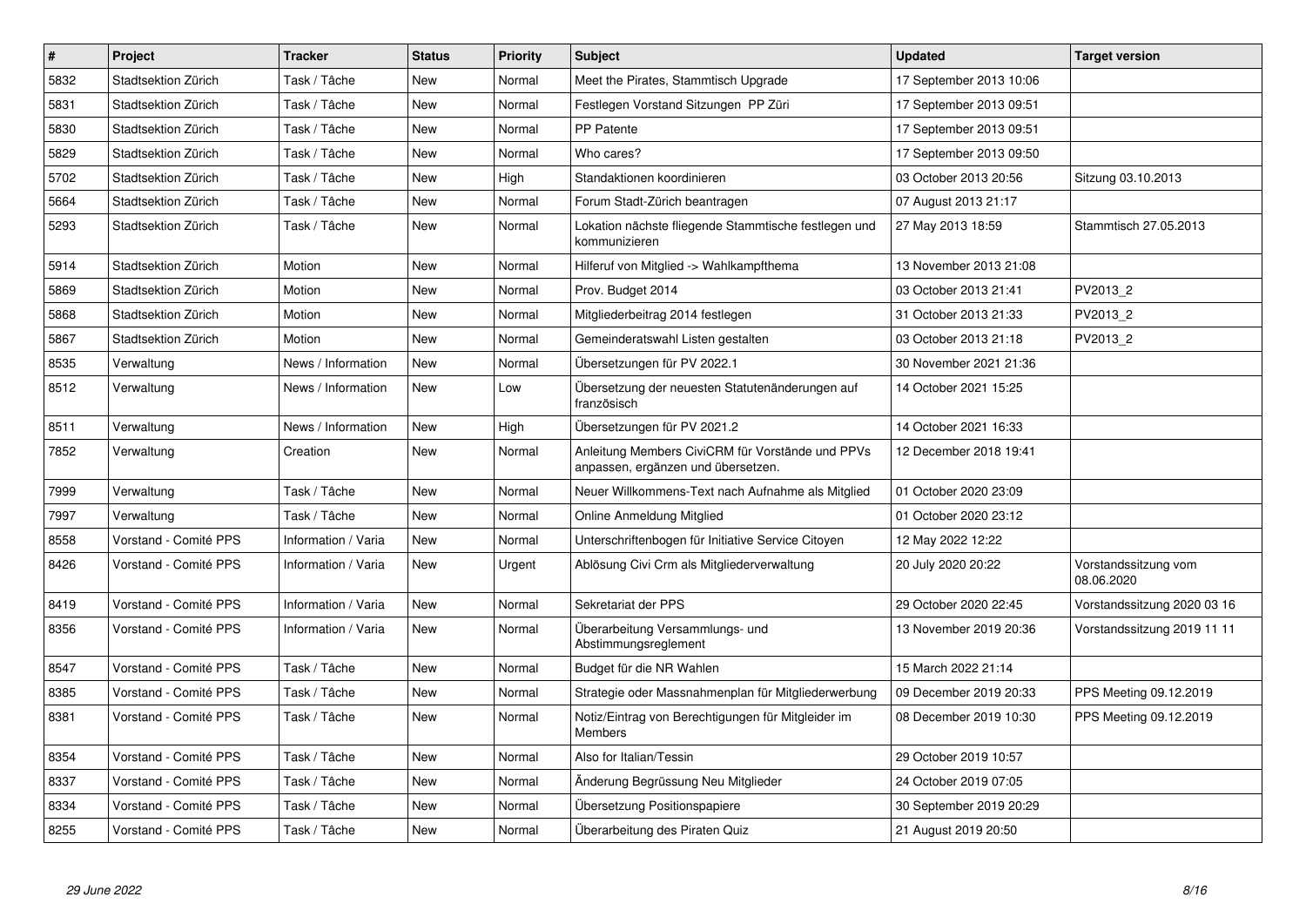| # | Project | Tracker | Status | Priority | Subject | Updated | Target version |
|---|---|---|---|---|---|---|---|
| 5832 | Stadtsektion Zürich | Task / Tâche | New | Normal | Meet the Pirates, Stammtisch Upgrade | 17 September 2013 10:06 | |
| 5831 | Stadtsektion Zürich | Task / Tâche | New | Normal | Festlegen Vorstand Sitzungen PP Züri | 17 September 2013 09:51 | |
| 5830 | Stadtsektion Zürich | Task / Tâche | New | Normal | PP Patente | 17 September 2013 09:51 | |
| 5829 | Stadtsektion Zürich | Task / Tâche | New | Normal | Who cares? | 17 September 2013 09:50 | |
| 5702 | Stadtsektion Zürich | Task / Tâche | New | High | Standaktionen koordinieren | 03 October 2013 20:56 | Sitzung 03.10.2013 |
| 5664 | Stadtsektion Zürich | Task / Tâche | New | Normal | Forum Stadt-Zürich beantragen | 07 August 2013 21:17 | |
| 5293 | Stadtsektion Zürich | Task / Tâche | New | Normal | Lokation nächste fliegende Stammtische festlegen und kommunizieren | 27 May 2013 18:59 | Stammtisch 27.05.2013 |
| 5914 | Stadtsektion Zürich | Motion | New | Normal | Hilferuf von Mitglied -> Wahlkampfthema | 13 November 2013 21:08 | |
| 5869 | Stadtsektion Zürich | Motion | New | Normal | Prov. Budget 2014 | 03 October 2013 21:41 | PV2013_2 |
| 5868 | Stadtsektion Zürich | Motion | New | Normal | Mitgliederbeitrag 2014 festlegen | 31 October 2013 21:33 | PV2013_2 |
| 5867 | Stadtsektion Zürich | Motion | New | Normal | Gemeinderatswahl Listen gestalten | 03 October 2013 21:18 | PV2013_2 |
| 8535 | Verwaltung | News / Information | New | Normal | Übersetzungen für PV 2022.1 | 30 November 2021 21:36 | |
| 8512 | Verwaltung | News / Information | New | Low | Übersetzung der neuesten Statutenänderungen auf französisch | 14 October 2021 15:25 | |
| 8511 | Verwaltung | News / Information | New | High | Übersetzungen für PV 2021.2 | 14 October 2021 16:33 | |
| 7852 | Verwaltung | Creation | New | Normal | Anleitung Members CiviCRM für Vorstände und PPVs anpassen, ergänzen und übersetzen. | 12 December 2018 19:41 | |
| 7999 | Verwaltung | Task / Tâche | New | Normal | Neuer Willkommens-Text nach Aufnahme als Mitglied | 01 October 2020 23:09 | |
| 7997 | Verwaltung | Task / Tâche | New | Normal | Online Anmeldung Mitglied | 01 October 2020 23:12 | |
| 8558 | Vorstand - Comité PPS | Information / Varia | New | Normal | Unterschriftenbogen für Initiative Service Citoyen | 12 May 2022 12:22 | |
| 8426 | Vorstand - Comité PPS | Information / Varia | New | Urgent | Ablösung Civi Crm als Mitgliederverwaltung | 20 July 2020 20:22 | Vorstandssitzung vom 08.06.2020 |
| 8419 | Vorstand - Comité PPS | Information / Varia | New | Normal | Sekretariat der PPS | 29 October 2020 22:45 | Vorstandssitzung 2020 03 16 |
| 8356 | Vorstand - Comité PPS | Information / Varia | New | Normal | Überarbeitung Versammlungs- und Abstimmungsreglement | 13 November 2019 20:36 | Vorstandssitzung 2019 11 11 |
| 8547 | Vorstand - Comité PPS | Task / Tâche | New | Normal | Budget für die NR Wahlen | 15 March 2022 21:14 | |
| 8385 | Vorstand - Comité PPS | Task / Tâche | New | Normal | Strategie oder Massnahmenplan für Mitgliederwerbung | 09 December 2019 20:33 | PPS Meeting 09.12.2019 |
| 8381 | Vorstand - Comité PPS | Task / Tâche | New | Normal | Notiz/Eintrag von Berechtigungen für Mitgleider im Members | 08 December 2019 10:30 | PPS Meeting 09.12.2019 |
| 8354 | Vorstand - Comité PPS | Task / Tâche | New | Normal | Also for Italian/Tessin | 29 October 2019 10:57 | |
| 8337 | Vorstand - Comité PPS | Task / Tâche | New | Normal | Änderung Begrüssung Neu Mitglieder | 24 October 2019 07:05 | |
| 8334 | Vorstand - Comité PPS | Task / Tâche | New | Normal | Übersetzung Positionspapiere | 30 September 2019 20:29 | |
| 8255 | Vorstand - Comité PPS | Task / Tâche | New | Normal | Überarbeitung des Piraten Quiz | 21 August 2019 20:50 | |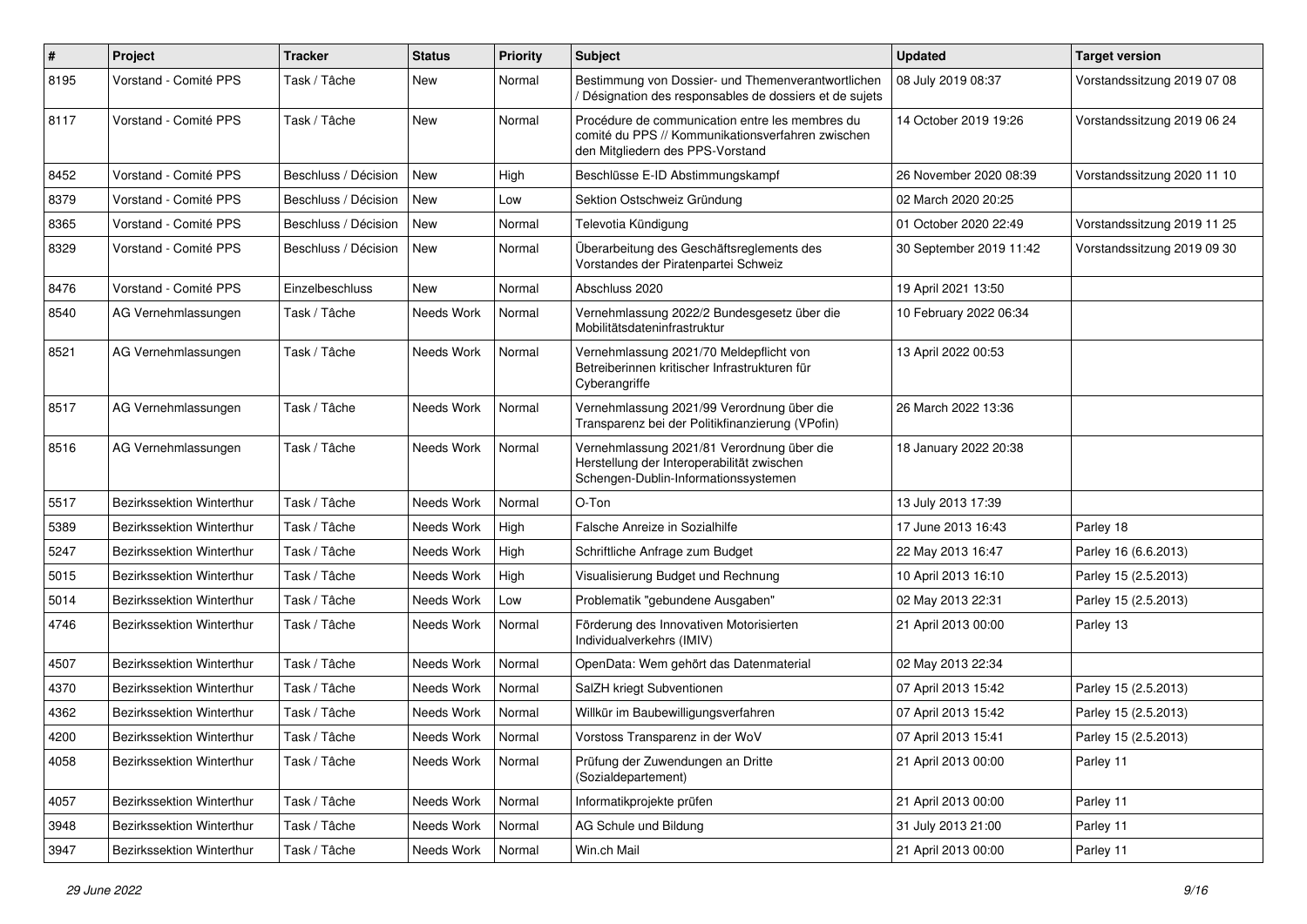| # | Project | Tracker | Status | Priority | Subject | Updated | Target version |
|---|---|---|---|---|---|---|---|
| 8195 | Vorstand - Comité PPS | Task / Tâche | New | Normal | Bestimmung von Dossier- und Themenverantwortlichen / Désignation des responsables de dossiers et de sujets | 08 July 2019 08:37 | Vorstandssitzung 2019 07 08 |
| 8117 | Vorstand - Comité PPS | Task / Tâche | New | Normal | Procédure de communication entre les membres du comité du PPS // Kommunikationsverfahren zwischen den Mitgliedern des PPS-Vorstand | 14 October 2019 19:26 | Vorstandssitzung 2019 06 24 |
| 8452 | Vorstand - Comité PPS | Beschluss / Décision | New | High | Beschlüsse E-ID Abstimmungskampf | 26 November 2020 08:39 | Vorstandssitzung 2020 11 10 |
| 8379 | Vorstand - Comité PPS | Beschluss / Décision | New | Low | Sektion Ostschweiz Gründung | 02 March 2020 20:25 | |
| 8365 | Vorstand - Comité PPS | Beschluss / Décision | New | Normal | Televotia Kündigung | 01 October 2020 22:49 | Vorstandssitzung 2019 11 25 |
| 8329 | Vorstand - Comité PPS | Beschluss / Décision | New | Normal | Überarbeitung des Geschäftsreglements des Vorstandes der Piratenpartei Schweiz | 30 September 2019 11:42 | Vorstandssitzung 2019 09 30 |
| 8476 | Vorstand - Comité PPS | Einzelbeschluss | New | Normal | Abschluss 2020 | 19 April 2021 13:50 | |
| 8540 | AG Vernehmlassungen | Task / Tâche | Needs Work | Normal | Vernehmlassung 2022/2 Bundesgesetz über die Mobilitätsdateninfrastruktur | 10 February 2022 06:34 | |
| 8521 | AG Vernehmlassungen | Task / Tâche | Needs Work | Normal | Vernehmlassung 2021/70 Meldepflicht von Betreiberinnen kritischer Infrastrukturen für Cyberangriffe | 13 April 2022 00:53 | |
| 8517 | AG Vernehmlassungen | Task / Tâche | Needs Work | Normal | Vernehmlassung 2021/99 Verordnung über die Transparenz bei der Politikfinanzierung (VPofin) | 26 March 2022 13:36 | |
| 8516 | AG Vernehmlassungen | Task / Tâche | Needs Work | Normal | Vernehmlassung 2021/81 Verordnung über die Herstellung der Interoperabilität zwischen Schengen-Dublin-Informationssystemen | 18 January 2022 20:38 | |
| 5517 | Bezirkssektion Winterthur | Task / Tâche | Needs Work | Normal | O-Ton | 13 July 2013 17:39 | |
| 5389 | Bezirkssektion Winterthur | Task / Tâche | Needs Work | High | Falsche Anreize in Sozialhilfe | 17 June 2013 16:43 | Parley 18 |
| 5247 | Bezirkssektion Winterthur | Task / Tâche | Needs Work | High | Schriftliche Anfrage zum Budget | 22 May 2013 16:47 | Parley 16 (6.6.2013) |
| 5015 | Bezirkssektion Winterthur | Task / Tâche | Needs Work | High | Visualisierung Budget und Rechnung | 10 April 2013 16:10 | Parley 15 (2.5.2013) |
| 5014 | Bezirkssektion Winterthur | Task / Tâche | Needs Work | Low | Problematik "gebundene Ausgaben" | 02 May 2013 22:31 | Parley 15 (2.5.2013) |
| 4746 | Bezirkssektion Winterthur | Task / Tâche | Needs Work | Normal | Förderung des Innovativen Motorisierten Individualverkehrs (IMIV) | 21 April 2013 00:00 | Parley 13 |
| 4507 | Bezirkssektion Winterthur | Task / Tâche | Needs Work | Normal | OpenData: Wem gehört das Datenmaterial | 02 May 2013 22:34 | |
| 4370 | Bezirkssektion Winterthur | Task / Tâche | Needs Work | Normal | SalZH kriegt Subventionen | 07 April 2013 15:42 | Parley 15 (2.5.2013) |
| 4362 | Bezirkssektion Winterthur | Task / Tâche | Needs Work | Normal | Willkür im Baubewilligungsverfahren | 07 April 2013 15:42 | Parley 15 (2.5.2013) |
| 4200 | Bezirkssektion Winterthur | Task / Tâche | Needs Work | Normal | Vorstoss Transparenz in der WoV | 07 April 2013 15:41 | Parley 15 (2.5.2013) |
| 4058 | Bezirkssektion Winterthur | Task / Tâche | Needs Work | Normal | Prüfung der Zuwendungen an Dritte (Sozialdepartement) | 21 April 2013 00:00 | Parley 11 |
| 4057 | Bezirkssektion Winterthur | Task / Tâche | Needs Work | Normal | Informatikprojekte prüfen | 21 April 2013 00:00 | Parley 11 |
| 3948 | Bezirkssektion Winterthur | Task / Tâche | Needs Work | Normal | AG Schule und Bildung | 31 July 2013 21:00 | Parley 11 |
| 3947 | Bezirkssektion Winterthur | Task / Tâche | Needs Work | Normal | Win.ch Mail | 21 April 2013 00:00 | Parley 11 |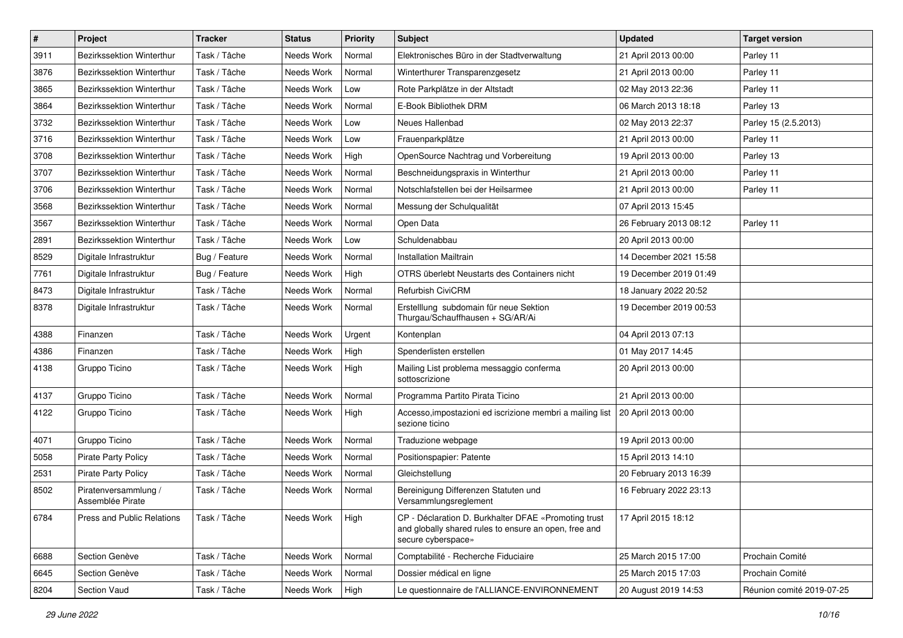| # | Project | Tracker | Status | Priority | Subject | Updated | Target version |
|---|---|---|---|---|---|---|---|
| 3911 | Bezirkssektion Winterthur | Task / Tâche | Needs Work | Normal | Elektronisches Büro in der Stadtverwaltung | 21 April 2013 00:00 | Parley 11 |
| 3876 | Bezirkssektion Winterthur | Task / Tâche | Needs Work | Normal | Winterthurer Transparenzgesetz | 21 April 2013 00:00 | Parley 11 |
| 3865 | Bezirkssektion Winterthur | Task / Tâche | Needs Work | Low | Rote Parkplätze in der Altstadt | 02 May 2013 22:36 | Parley 11 |
| 3864 | Bezirkssektion Winterthur | Task / Tâche | Needs Work | Normal | E-Book Bibliothek DRM | 06 March 2013 18:18 | Parley 13 |
| 3732 | Bezirkssektion Winterthur | Task / Tâche | Needs Work | Low | Neues Hallenbad | 02 May 2013 22:37 | Parley 15 (2.5.2013) |
| 3716 | Bezirkssektion Winterthur | Task / Tâche | Needs Work | Low | Frauenparkplätze | 21 April 2013 00:00 | Parley 11 |
| 3708 | Bezirkssektion Winterthur | Task / Tâche | Needs Work | High | OpenSource Nachtrag und Vorbereitung | 19 April 2013 00:00 | Parley 13 |
| 3707 | Bezirkssektion Winterthur | Task / Tâche | Needs Work | Normal | Beschneidungspraxis in Winterthur | 21 April 2013 00:00 | Parley 11 |
| 3706 | Bezirkssektion Winterthur | Task / Tâche | Needs Work | Normal | Notschlafstellen bei der Heilsarmee | 21 April 2013 00:00 | Parley 11 |
| 3568 | Bezirkssektion Winterthur | Task / Tâche | Needs Work | Normal | Messung der Schulqualität | 07 April 2013 15:45 | |
| 3567 | Bezirkssektion Winterthur | Task / Tâche | Needs Work | Normal | Open Data | 26 February 2013 08:12 | Parley 11 |
| 2891 | Bezirkssektion Winterthur | Task / Tâche | Needs Work | Low | Schuldenabbau | 20 April 2013 00:00 | |
| 8529 | Digitale Infrastruktur | Bug / Feature | Needs Work | Normal | Installation Mailtrain | 14 December 2021 15:58 | |
| 7761 | Digitale Infrastruktur | Bug / Feature | Needs Work | High | OTRS überlebt Neustarts des Containers nicht | 19 December 2019 01:49 | |
| 8473 | Digitale Infrastruktur | Task / Tâche | Needs Work | Normal | Refurbish CiviCRM | 18 January 2022 20:52 | |
| 8378 | Digitale Infrastruktur | Task / Tâche | Needs Work | Normal | Erstelllung subdomain für neue Sektion Thurgau/Schauffhausen + SG/AR/Ai | 19 December 2019 00:53 | |
| 4388 | Finanzen | Task / Tâche | Needs Work | Urgent | Kontenplan | 04 April 2013 07:13 | |
| 4386 | Finanzen | Task / Tâche | Needs Work | High | Spenderlisten erstellen | 01 May 2017 14:45 | |
| 4138 | Gruppo Ticino | Task / Tâche | Needs Work | High | Mailing List problema messaggio conferma sottoscrizione | 20 April 2013 00:00 | |
| 4137 | Gruppo Ticino | Task / Tâche | Needs Work | Normal | Programma Partito Pirata Ticino | 21 April 2013 00:00 | |
| 4122 | Gruppo Ticino | Task / Tâche | Needs Work | High | Accesso,impostazioni ed iscrizione membri a mailing list sezione ticino | 20 April 2013 00:00 | |
| 4071 | Gruppo Ticino | Task / Tâche | Needs Work | Normal | Traduzione webpage | 19 April 2013 00:00 | |
| 5058 | Pirate Party Policy | Task / Tâche | Needs Work | Normal | Positionspapier: Patente | 15 April 2013 14:10 | |
| 2531 | Pirate Party Policy | Task / Tâche | Needs Work | Normal | Gleichstellung | 20 February 2013 16:39 | |
| 8502 | Piratenversammlung / Assemblée Pirate | Task / Tâche | Needs Work | Normal | Bereinigung Differenzen Statuten und Versammlungsreglement | 16 February 2022 23:13 | |
| 6784 | Press and Public Relations | Task / Tâche | Needs Work | High | CP - Déclaration D. Burkhalter DFAE «Promoting trust and globally shared rules to ensure an open, free and secure cyberspace» | 17 April 2015 18:12 | |
| 6688 | Section Genève | Task / Tâche | Needs Work | Normal | Comptabilité - Recherche Fiduciaire | 25 March 2015 17:00 | Prochain Comité |
| 6645 | Section Genève | Task / Tâche | Needs Work | Normal | Dossier médical en ligne | 25 March 2015 17:03 | Prochain Comité |
| 8204 | Section Vaud | Task / Tâche | Needs Work | High | Le questionnaire de l'ALLIANCE-ENVIRONNEMENT | 20 August 2019 14:53 | Réunion comité 2019-07-25 |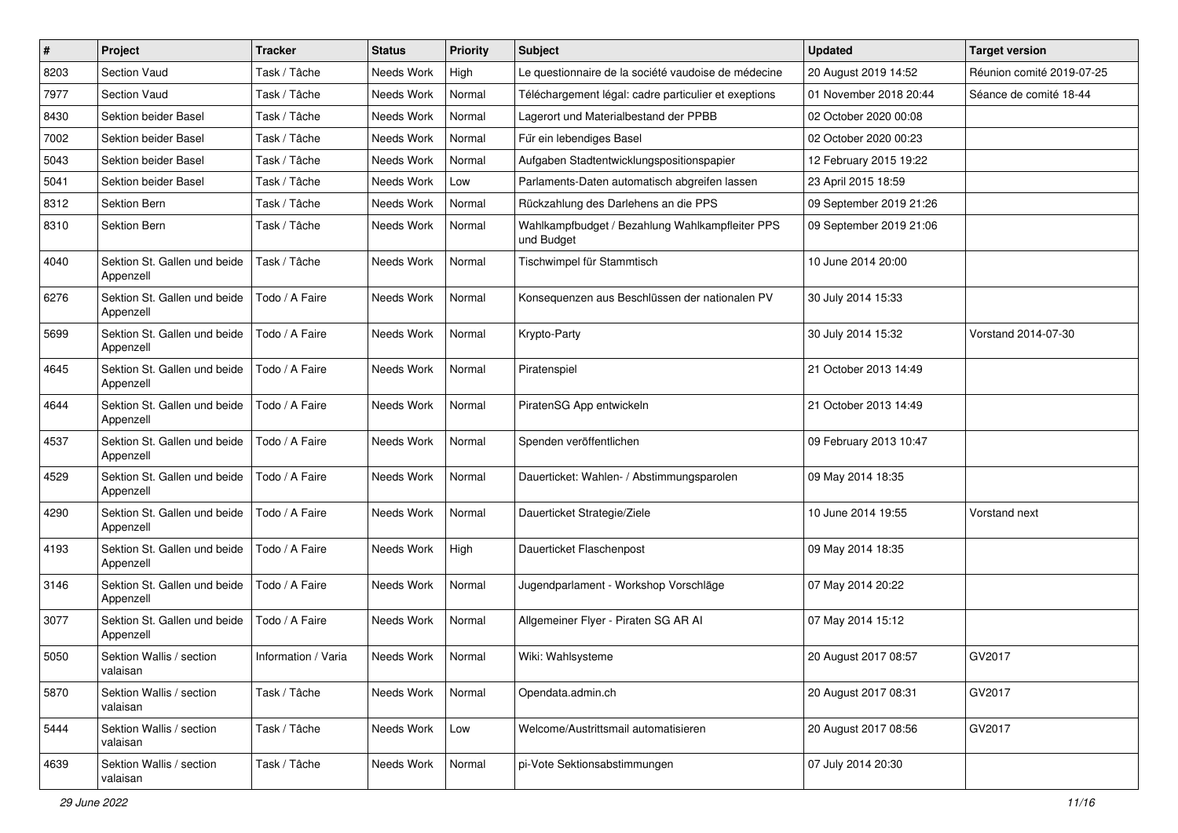| # | Project | Tracker | Status | Priority | Subject | Updated | Target version |
|---|---|---|---|---|---|---|---|
| 8203 | Section Vaud | Task / Tâche | Needs Work | High | Le questionnaire de la société vaudoise de médecine | 20 August 2019 14:52 | Réunion comité 2019-07-25 |
| 7977 | Section Vaud | Task / Tâche | Needs Work | Normal | Téléchargement légal: cadre particulier et exeptions | 01 November 2018 20:44 | Séance de comité 18-44 |
| 8430 | Sektion beider Basel | Task / Tâche | Needs Work | Normal | Lagerort und Materialbestand der PPBB | 02 October 2020 00:08 | |
| 7002 | Sektion beider Basel | Task / Tâche | Needs Work | Normal | Für ein lebendiges Basel | 02 October 2020 00:23 | |
| 5043 | Sektion beider Basel | Task / Tâche | Needs Work | Normal | Aufgaben Stadtentwicklungspositionspapier | 12 February 2015 19:22 | |
| 5041 | Sektion beider Basel | Task / Tâche | Needs Work | Low | Parlaments-Daten automatisch abgreifen lassen | 23 April 2015 18:59 | |
| 8312 | Sektion Bern | Task / Tâche | Needs Work | Normal | Rückzahlung des Darlehens an die PPS | 09 September 2019 21:26 | |
| 8310 | Sektion Bern | Task / Tâche | Needs Work | Normal | Wahlkampfbudget / Bezahlung Wahlkampfleiter PPS und Budget | 09 September 2019 21:06 | |
| 4040 | Sektion St. Gallen und beide Appenzell | Task / Tâche | Needs Work | Normal | Tischwimpel für Stammtisch | 10 June 2014 20:00 | |
| 6276 | Sektion St. Gallen und beide Appenzell | Todo / A Faire | Needs Work | Normal | Konsequenzen aus Beschlüssen der nationalen PV | 30 July 2014 15:33 | |
| 5699 | Sektion St. Gallen und beide Appenzell | Todo / A Faire | Needs Work | Normal | Krypto-Party | 30 July 2014 15:32 | Vorstand 2014-07-30 |
| 4645 | Sektion St. Gallen und beide Appenzell | Todo / A Faire | Needs Work | Normal | Piratenspiel | 21 October 2013 14:49 | |
| 4644 | Sektion St. Gallen und beide Appenzell | Todo / A Faire | Needs Work | Normal | PiratenSG App entwickeln | 21 October 2013 14:49 | |
| 4537 | Sektion St. Gallen und beide Appenzell | Todo / A Faire | Needs Work | Normal | Spenden veröffentlichen | 09 February 2013 10:47 | |
| 4529 | Sektion St. Gallen und beide Appenzell | Todo / A Faire | Needs Work | Normal | Dauerticket: Wahlen- / Abstimmungsparolen | 09 May 2014 18:35 | |
| 4290 | Sektion St. Gallen und beide Appenzell | Todo / A Faire | Needs Work | Normal | Dauerticket Strategie/Ziele | 10 June 2014 19:55 | Vorstand next |
| 4193 | Sektion St. Gallen und beide Appenzell | Todo / A Faire | Needs Work | High | Dauerticket Flaschenpost | 09 May 2014 18:35 | |
| 3146 | Sektion St. Gallen und beide Appenzell | Todo / A Faire | Needs Work | Normal | Jugendparlament - Workshop Vorschläge | 07 May 2014 20:22 | |
| 3077 | Sektion St. Gallen und beide Appenzell | Todo / A Faire | Needs Work | Normal | Allgemeiner Flyer - Piraten SG AR AI | 07 May 2014 15:12 | |
| 5050 | Sektion Wallis / section valaisan | Information / Varia | Needs Work | Normal | Wiki: Wahlsysteme | 20 August 2017 08:57 | GV2017 |
| 5870 | Sektion Wallis / section valaisan | Task / Tâche | Needs Work | Normal | Opendata.admin.ch | 20 August 2017 08:31 | GV2017 |
| 5444 | Sektion Wallis / section valaisan | Task / Tâche | Needs Work | Low | Welcome/Austrittsmail automatisieren | 20 August 2017 08:56 | GV2017 |
| 4639 | Sektion Wallis / section valaisan | Task / Tâche | Needs Work | Normal | pi-Vote Sektionsabstimmungen | 07 July 2014 20:30 | |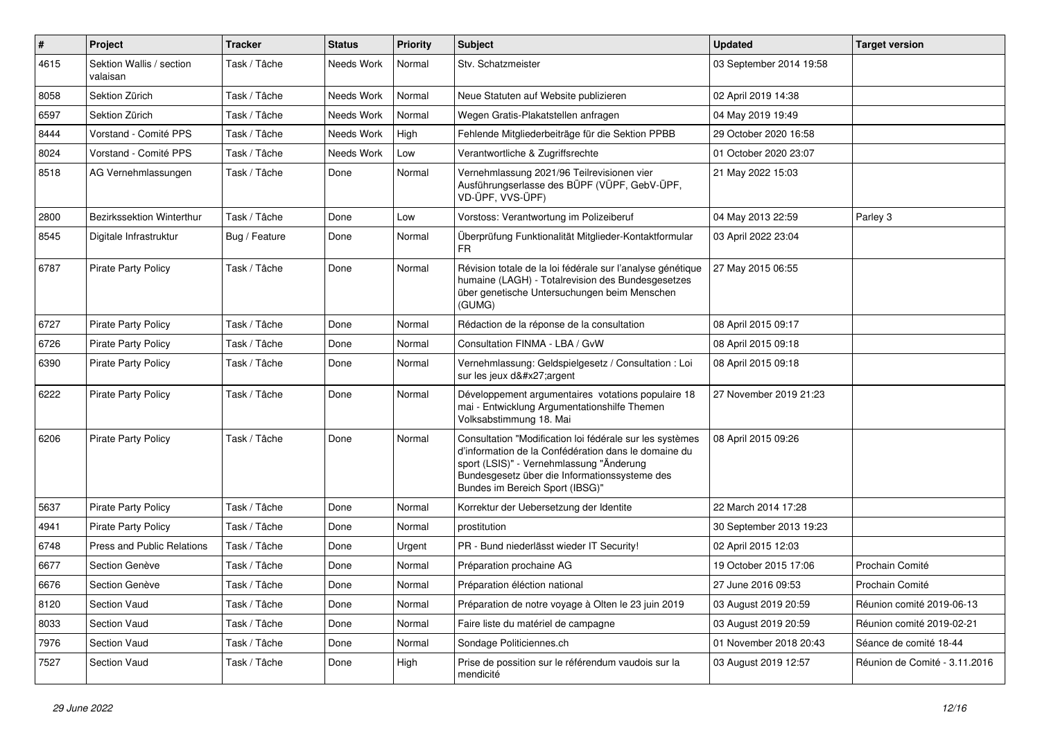| # | Project | Tracker | Status | Priority | Subject | Updated | Target version |
|---|---|---|---|---|---|---|---|
| 4615 | Sektion Wallis / section valaisan | Task / Tâche | Needs Work | Normal | Stv. Schatzmeister | 03 September 2014 19:58 | |
| 8058 | Sektion Zürich | Task / Tâche | Needs Work | Normal | Neue Statuten auf Website publizieren | 02 April 2019 14:38 | |
| 6597 | Sektion Zürich | Task / Tâche | Needs Work | Normal | Wegen Gratis-Plakatstellen anfragen | 04 May 2019 19:49 | |
| 8444 | Vorstand - Comité PPS | Task / Tâche | Needs Work | High | Fehlende Mitgliederbeiträge für die Sektion PPBB | 29 October 2020 16:58 | |
| 8024 | Vorstand - Comité PPS | Task / Tâche | Needs Work | Low | Verantwortliche & Zugriffsrechte | 01 October 2020 23:07 | |
| 8518 | AG Vernehmlassungen | Task / Tâche | Done | Normal | Vernehmlassung 2021/96 Teilrevisionen vier Ausführungserlasse des BÜPF (VÜPF, GebV-ÜPF, VD-ÜPF, VVS-ÜPF) | 21 May 2022 15:03 | |
| 2800 | Bezirkssektion Winterthur | Task / Tâche | Done | Low | Vorstoss: Verantwortung im Polizeiberuf | 04 May 2013 22:59 | Parley 3 |
| 8545 | Digitale Infrastruktur | Bug / Feature | Done | Normal | Überprüfung Funktionalität Mitglieder-Kontaktformular FR | 03 April 2022 23:04 | |
| 6787 | Pirate Party Policy | Task / Tâche | Done | Normal | Révision totale de la loi fédérale sur l'analyse génétique humaine (LAGH) - Totalrevision des Bundesgesetzes über genetische Untersuchungen beim Menschen (GUMG) | 27 May 2015 06:55 | |
| 6727 | Pirate Party Policy | Task / Tâche | Done | Normal | Rédaction de la réponse de la consultation | 08 April 2015 09:17 | |
| 6726 | Pirate Party Policy | Task / Tâche | Done | Normal | Consultation FINMA - LBA / GvW | 08 April 2015 09:18 | |
| 6390 | Pirate Party Policy | Task / Tâche | Done | Normal | Vernehmlassung: Geldspielgesetz / Consultation : Loi sur les jeux d&#x27;argent | 08 April 2015 09:18 | |
| 6222 | Pirate Party Policy | Task / Tâche | Done | Normal | Développement argumentaires votations populaire 18 mai - Entwicklung Argumentationshilfe Themen Volksabstimmung 18. Mai | 27 November 2019 21:23 | |
| 6206 | Pirate Party Policy | Task / Tâche | Done | Normal | Consultation "Modification loi fédérale sur les systèmes d'information de la Confédération dans le domaine du sport (LSIS)" - Vernehmlassung "Änderung Bundesgesetz über die Informationssysteme des Bundes im Bereich Sport (IBSG)" | 08 April 2015 09:26 | |
| 5637 | Pirate Party Policy | Task / Tâche | Done | Normal | Korrektur der Uebersetzung der Identite | 22 March 2014 17:28 | |
| 4941 | Pirate Party Policy | Task / Tâche | Done | Normal | prostitution | 30 September 2013 19:23 | |
| 6748 | Press and Public Relations | Task / Tâche | Done | Urgent | PR - Bund niederlässt wieder IT Security! | 02 April 2015 12:03 | |
| 6677 | Section Genève | Task / Tâche | Done | Normal | Préparation prochaine AG | 19 October 2015 17:06 | Prochain Comité |
| 6676 | Section Genève | Task / Tâche | Done | Normal | Préparation éléction national | 27 June 2016 09:53 | Prochain Comité |
| 8120 | Section Vaud | Task / Tâche | Done | Normal | Préparation de notre voyage à Olten le 23 juin 2019 | 03 August 2019 20:59 | Réunion comité 2019-06-13 |
| 8033 | Section Vaud | Task / Tâche | Done | Normal | Faire liste du matériel de campagne | 03 August 2019 20:59 | Réunion comité 2019-02-21 |
| 7976 | Section Vaud | Task / Tâche | Done | Normal | Sondage Politiciennes.ch | 01 November 2018 20:43 | Séance de comité 18-44 |
| 7527 | Section Vaud | Task / Tâche | Done | High | Prise de position sur le référendum vaudois sur la mendicité | 03 August 2019 12:57 | Réunion de Comité - 3.11.2016 |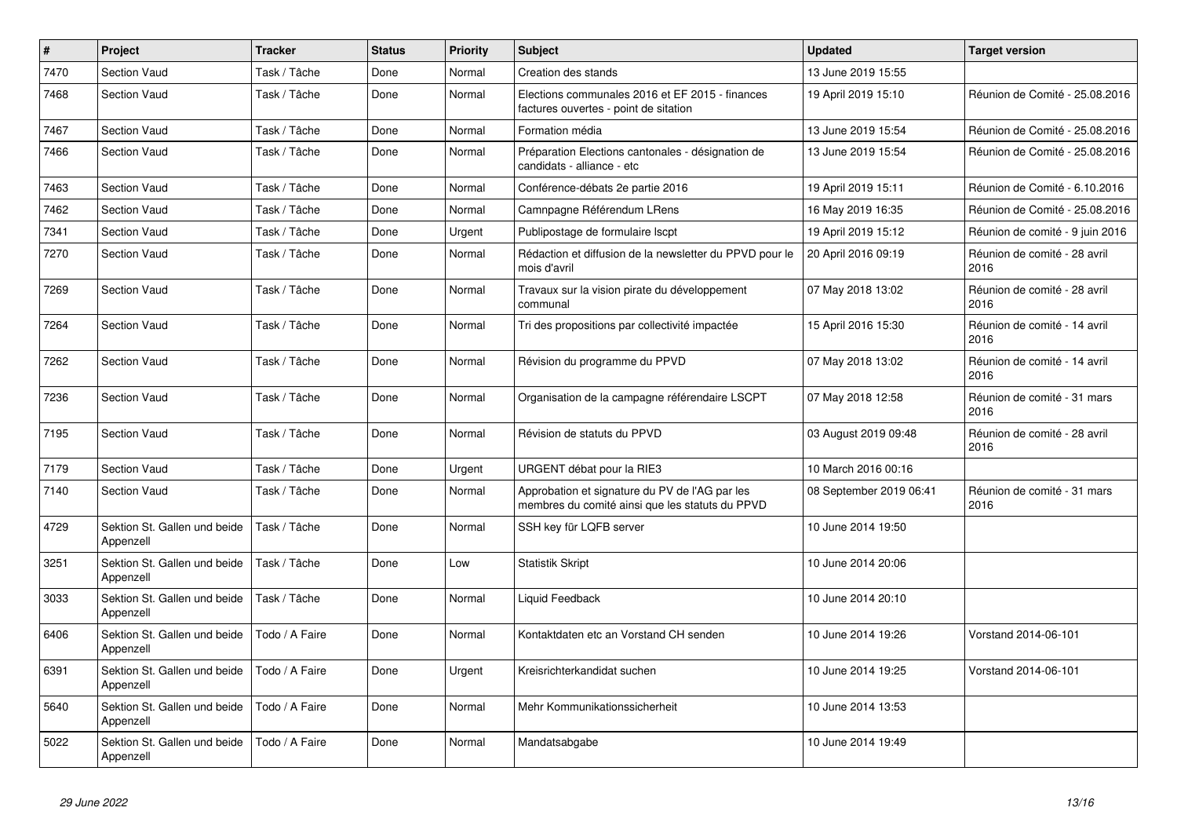| # | Project | Tracker | Status | Priority | Subject | Updated | Target version |
|---|---|---|---|---|---|---|---|
| 7470 | Section Vaud | Task / Tâche | Done | Normal | Creation des stands | 13 June 2019 15:55 | |
| 7468 | Section Vaud | Task / Tâche | Done | Normal | Elections communales 2016 et EF 2015 - finances factures ouvertes - point de sitation | 19 April 2019 15:10 | Réunion de Comité - 25.08.2016 |
| 7467 | Section Vaud | Task / Tâche | Done | Normal | Formation média | 13 June 2019 15:54 | Réunion de Comité - 25.08.2016 |
| 7466 | Section Vaud | Task / Tâche | Done | Normal | Préparation Elections cantonales - désignation de candidats - alliance - etc | 13 June 2019 15:54 | Réunion de Comité - 25.08.2016 |
| 7463 | Section Vaud | Task / Tâche | Done | Normal | Conférence-débats 2e partie 2016 | 19 April 2019 15:11 | Réunion de Comité - 6.10.2016 |
| 7462 | Section Vaud | Task / Tâche | Done | Normal | Camnpagne Référendum LRens | 16 May 2019 16:35 | Réunion de Comité - 25.08.2016 |
| 7341 | Section Vaud | Task / Tâche | Done | Urgent | Publipostage de formulaire lscpt | 19 April 2019 15:12 | Réunion de comité - 9 juin 2016 |
| 7270 | Section Vaud | Task / Tâche | Done | Normal | Rédaction et diffusion de la newsletter du PPVD pour le mois d'avril | 20 April 2016 09:19 | Réunion de comité - 28 avril 2016 |
| 7269 | Section Vaud | Task / Tâche | Done | Normal | Travaux sur la vision pirate du développement communal | 07 May 2018 13:02 | Réunion de comité - 28 avril 2016 |
| 7264 | Section Vaud | Task / Tâche | Done | Normal | Tri des propositions par collectivité impactée | 15 April 2016 15:30 | Réunion de comité - 14 avril 2016 |
| 7262 | Section Vaud | Task / Tâche | Done | Normal | Révision du programme du PPVD | 07 May 2018 13:02 | Réunion de comité - 14 avril 2016 |
| 7236 | Section Vaud | Task / Tâche | Done | Normal | Organisation de la campagne référendaire LSCPT | 07 May 2018 12:58 | Réunion de comité - 31 mars 2016 |
| 7195 | Section Vaud | Task / Tâche | Done | Normal | Révision de statuts du PPVD | 03 August 2019 09:48 | Réunion de comité - 28 avril 2016 |
| 7179 | Section Vaud | Task / Tâche | Done | Urgent | URGENT débat pour la RIE3 | 10 March 2016 00:16 | |
| 7140 | Section Vaud | Task / Tâche | Done | Normal | Approbation et signature du PV de l'AG par les membres du comité ainsi que les statuts du PPVD | 08 September 2019 06:41 | Réunion de comité - 31 mars 2016 |
| 4729 | Sektion St. Gallen und beide Appenzell | Task / Tâche | Done | Normal | SSH key für LQFB server | 10 June 2014 19:50 | |
| 3251 | Sektion St. Gallen und beide Appenzell | Task / Tâche | Done | Low | Statistik Skript | 10 June 2014 20:06 | |
| 3033 | Sektion St. Gallen und beide Appenzell | Task / Tâche | Done | Normal | Liquid Feedback | 10 June 2014 20:10 | |
| 6406 | Sektion St. Gallen und beide Appenzell | Todo / A Faire | Done | Normal | Kontaktdaten etc an Vorstand CH senden | 10 June 2014 19:26 | Vorstand 2014-06-101 |
| 6391 | Sektion St. Gallen und beide Appenzell | Todo / A Faire | Done | Urgent | Kreisrichterkandidat suchen | 10 June 2014 19:25 | Vorstand 2014-06-101 |
| 5640 | Sektion St. Gallen und beide Appenzell | Todo / A Faire | Done | Normal | Mehr Kommunikationssicherheit | 10 June 2014 13:53 | |
| 5022 | Sektion St. Gallen und beide Appenzell | Todo / A Faire | Done | Normal | Mandatsabgabe | 10 June 2014 19:49 | |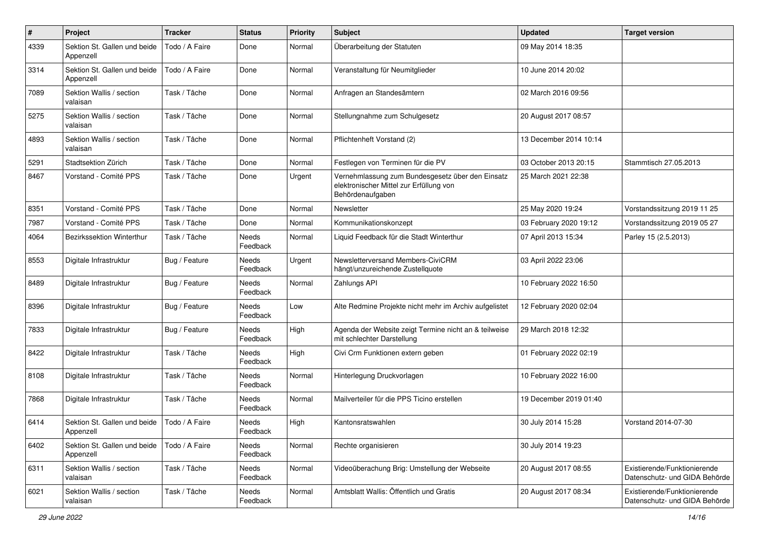| # | Project | Tracker | Status | Priority | Subject | Updated | Target version |
|---|---|---|---|---|---|---|---|
| 4339 | Sektion St. Gallen und beide Appenzell | Todo / A Faire | Done | Normal | Überarbeitung der Statuten | 09 May 2014 18:35 | |
| 3314 | Sektion St. Gallen und beide Appenzell | Todo / A Faire | Done | Normal | Veranstaltung für Neumitglieder | 10 June 2014 20:02 | |
| 7089 | Sektion Wallis / section valaisan | Task / Tâche | Done | Normal | Anfragen an Standesämtern | 02 March 2016 09:56 | |
| 5275 | Sektion Wallis / section valaisan | Task / Tâche | Done | Normal | Stellungnahme zum Schulgesetz | 20 August 2017 08:57 | |
| 4893 | Sektion Wallis / section valaisan | Task / Tâche | Done | Normal | Pflichtenheft Vorstand (2) | 13 December 2014 10:14 | |
| 5291 | Stadtsektion Zürich | Task / Tâche | Done | Normal | Festlegen von Terminen für die PV | 03 October 2013 20:15 | Stammtisch 27.05.2013 |
| 8467 | Vorstand - Comité PPS | Task / Tâche | Done | Urgent | Vernehmlassung zum Bundesgesetz über den Einsatz elektronischer Mittel zur Erfüllung von Behördenaufgaben | 25 March 2021 22:38 | |
| 8351 | Vorstand - Comité PPS | Task / Tâche | Done | Normal | Newsletter | 25 May 2020 19:24 | Vorstandssitzung 2019 11 25 |
| 7987 | Vorstand - Comité PPS | Task / Tâche | Done | Normal | Kommunikationskonzept | 03 February 2020 19:12 | Vorstandssitzung 2019 05 27 |
| 4064 | Bezirkssektion Winterthur | Task / Tâche | Needs Feedback | Normal | Liquid Feedback für die Stadt Winterthur | 07 April 2013 15:34 | Parley 15 (2.5.2013) |
| 8553 | Digitale Infrastruktur | Bug / Feature | Needs Feedback | Urgent | Newsletterversand Members-CiviCRM hängt/unzureichende Zustellquote | 03 April 2022 23:06 | |
| 8489 | Digitale Infrastruktur | Bug / Feature | Needs Feedback | Normal | Zahlungs API | 10 February 2022 16:50 | |
| 8396 | Digitale Infrastruktur | Bug / Feature | Needs Feedback | Low | Alte Redmine Projekte nicht mehr im Archiv aufgelistet | 12 February 2020 02:04 | |
| 7833 | Digitale Infrastruktur | Bug / Feature | Needs Feedback | High | Agenda der Website zeigt Termine nicht an & teilweise mit schlechter Darstellung | 29 March 2018 12:32 | |
| 8422 | Digitale Infrastruktur | Task / Tâche | Needs Feedback | High | Civi Crm Funktionen extern geben | 01 February 2022 02:19 | |
| 8108 | Digitale Infrastruktur | Task / Tâche | Needs Feedback | Normal | Hinterlegung Druckvorlagen | 10 February 2022 16:00 | |
| 7868 | Digitale Infrastruktur | Task / Tâche | Needs Feedback | Normal | Mailverteiler für die PPS Ticino erstellen | 19 December 2019 01:40 | |
| 6414 | Sektion St. Gallen und beide Appenzell | Todo / A Faire | Needs Feedback | High | Kantonsratswahlen | 30 July 2014 15:28 | Vorstand 2014-07-30 |
| 6402 | Sektion St. Gallen und beide Appenzell | Todo / A Faire | Needs Feedback | Normal | Rechte organisieren | 30 July 2014 19:23 | |
| 6311 | Sektion Wallis / section valaisan | Task / Tâche | Needs Feedback | Normal | Videoüberachung Brig: Umstellung der Webseite | 20 August 2017 08:55 | Existierende/Funktionierende Datenschutz- und GIDA Behörde |
| 6021 | Sektion Wallis / section valaisan | Task / Tâche | Needs Feedback | Normal | Amtsblatt Wallis: Öffentlich und Gratis | 20 August 2017 08:34 | Existierende/Funktionierende Datenschutz- und GIDA Behörde |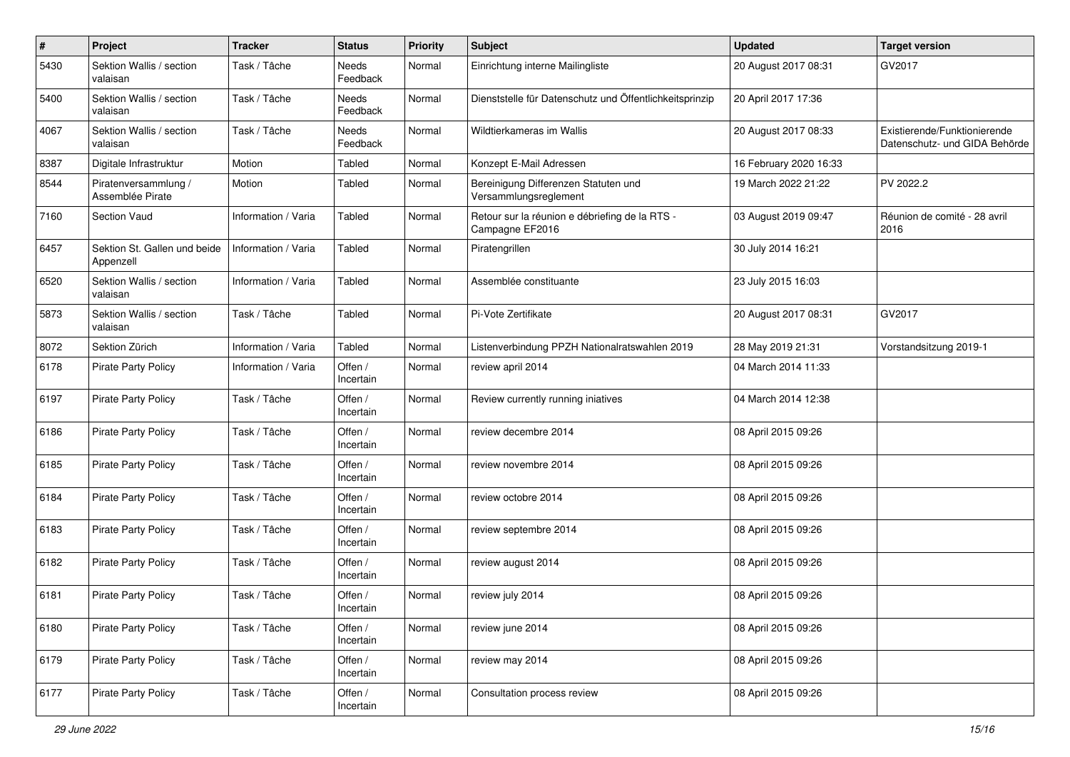| # | Project | Tracker | Status | Priority | Subject | Updated | Target version |
|---|---|---|---|---|---|---|---|
| 5430 | Sektion Wallis / section valaisan | Task / Tâche | Needs Feedback | Normal | Einrichtung interne Mailingliste | 20 August 2017 08:31 | GV2017 |
| 5400 | Sektion Wallis / section valaisan | Task / Tâche | Needs Feedback | Normal | Dienststelle für Datenschutz und Öffentlichkeitsprinzip | 20 April 2017 17:36 | |
| 4067 | Sektion Wallis / section valaisan | Task / Tâche | Needs Feedback | Normal | Wildtierkameras im Wallis | 20 August 2017 08:33 | Existierende/Funktionierende Datenschutz- und GIDA Behörde |
| 8387 | Digitale Infrastruktur | Motion | Tabled | Normal | Konzept E-Mail Adressen | 16 February 2020 16:33 | |
| 8544 | Piratenversammlung / Assemblée Pirate | Motion | Tabled | Normal | Bereinigung Differenzen Statuten und Versammlungsreglement | 19 March 2022 21:22 | PV 2022.2 |
| 7160 | Section Vaud | Information / Varia | Tabled | Normal | Retour sur la réunion e débriefing de la RTS - Campagne EF2016 | 03 August 2019 09:47 | Réunion de comité - 28 avril 2016 |
| 6457 | Sektion St. Gallen und beide Appenzell | Information / Varia | Tabled | Normal | Piratengrillen | 30 July 2014 16:21 | |
| 6520 | Sektion Wallis / section valaisan | Information / Varia | Tabled | Normal | Assemblée constituante | 23 July 2015 16:03 | |
| 5873 | Sektion Wallis / section valaisan | Task / Tâche | Tabled | Normal | Pi-Vote Zertifikate | 20 August 2017 08:31 | GV2017 |
| 8072 | Sektion Zürich | Information / Varia | Tabled | Normal | Listenverbindung PPZH Nationalratswahlen 2019 | 28 May 2019 21:31 | Vorstandsitzung 2019-1 |
| 6178 | Pirate Party Policy | Information / Varia | Offen / Incertain | Normal | review april 2014 | 04 March 2014 11:33 | |
| 6197 | Pirate Party Policy | Task / Tâche | Offen / Incertain | Normal | Review currently running iniatives | 04 March 2014 12:38 | |
| 6186 | Pirate Party Policy | Task / Tâche | Offen / Incertain | Normal | review decembre 2014 | 08 April 2015 09:26 | |
| 6185 | Pirate Party Policy | Task / Tâche | Offen / Incertain | Normal | review novembre 2014 | 08 April 2015 09:26 | |
| 6184 | Pirate Party Policy | Task / Tâche | Offen / Incertain | Normal | review octobre 2014 | 08 April 2015 09:26 | |
| 6183 | Pirate Party Policy | Task / Tâche | Offen / Incertain | Normal | review septembre 2014 | 08 April 2015 09:26 | |
| 6182 | Pirate Party Policy | Task / Tâche | Offen / Incertain | Normal | review august 2014 | 08 April 2015 09:26 | |
| 6181 | Pirate Party Policy | Task / Tâche | Offen / Incertain | Normal | review july 2014 | 08 April 2015 09:26 | |
| 6180 | Pirate Party Policy | Task / Tâche | Offen / Incertain | Normal | review june 2014 | 08 April 2015 09:26 | |
| 6179 | Pirate Party Policy | Task / Tâche | Offen / Incertain | Normal | review may 2014 | 08 April 2015 09:26 | |
| 6177 | Pirate Party Policy | Task / Tâche | Offen / Incertain | Normal | Consultation process review | 08 April 2015 09:26 | |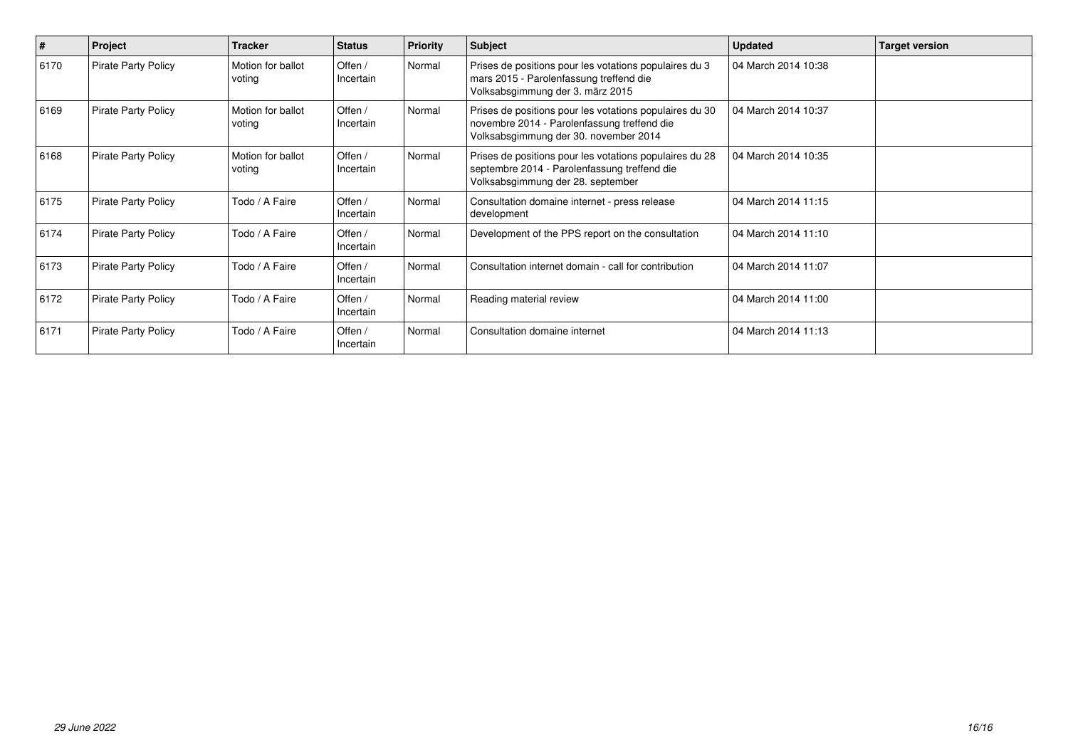| # | Project | Tracker | Status | Priority | Subject | Updated | Target version |
|---|---|---|---|---|---|---|---|
| 6170 | Pirate Party Policy | Motion for ballot voting | Offen / Incertain | Normal | Prises de positions pour les votations populaires du 3 mars 2015 - Parolenfassung treffend die Volksabsgimmung der 3. märz 2015 | 04 March 2014 10:38 | |
| 6169 | Pirate Party Policy | Motion for ballot voting | Offen / Incertain | Normal | Prises de positions pour les votations populaires du 30 novembre 2014 - Parolenfassung treffend die Volksabsgimmung der 30. november 2014 | 04 March 2014 10:37 | |
| 6168 | Pirate Party Policy | Motion for ballot voting | Offen / Incertain | Normal | Prises de positions pour les votations populaires du 28 septembre 2014 - Parolenfassung treffend die Volksabsgimmung der 28. september | 04 March 2014 10:35 | |
| 6175 | Pirate Party Policy | Todo / A Faire | Offen / Incertain | Normal | Consultation domaine internet - press release development | 04 March 2014 11:15 | |
| 6174 | Pirate Party Policy | Todo / A Faire | Offen / Incertain | Normal | Development of the PPS report on the consultation | 04 March 2014 11:10 | |
| 6173 | Pirate Party Policy | Todo / A Faire | Offen / Incertain | Normal | Consultation internet domain - call for contribution | 04 March 2014 11:07 | |
| 6172 | Pirate Party Policy | Todo / A Faire | Offen / Incertain | Normal | Reading material review | 04 March 2014 11:00 | |
| 6171 | Pirate Party Policy | Todo / A Faire | Offen / Incertain | Normal | Consultation domaine internet | 04 March 2014 11:13 | |

*29 June 2022*